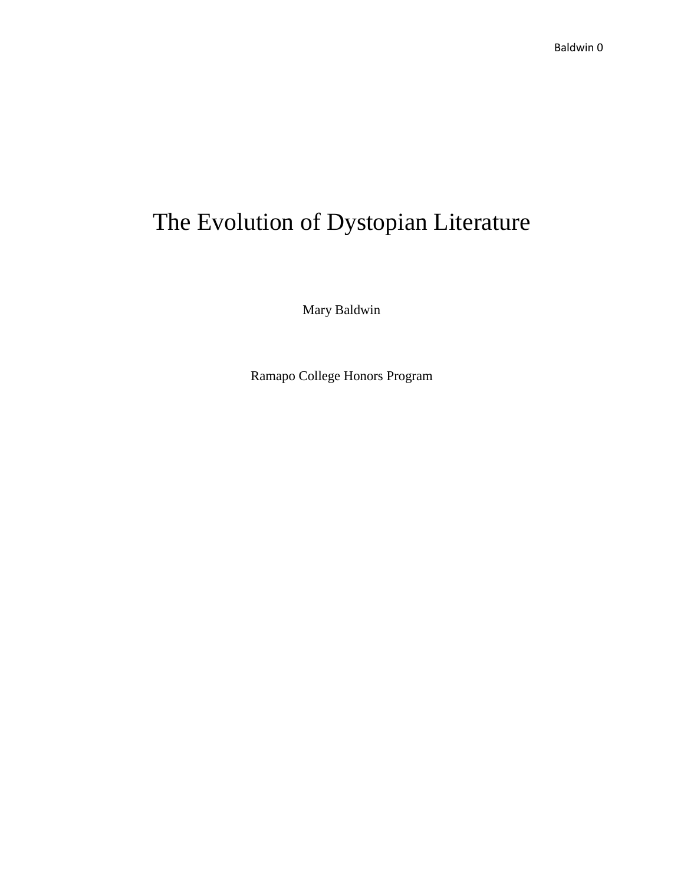# The Evolution of Dystopian Literature

Mary Baldwin

Ramapo College Honors Program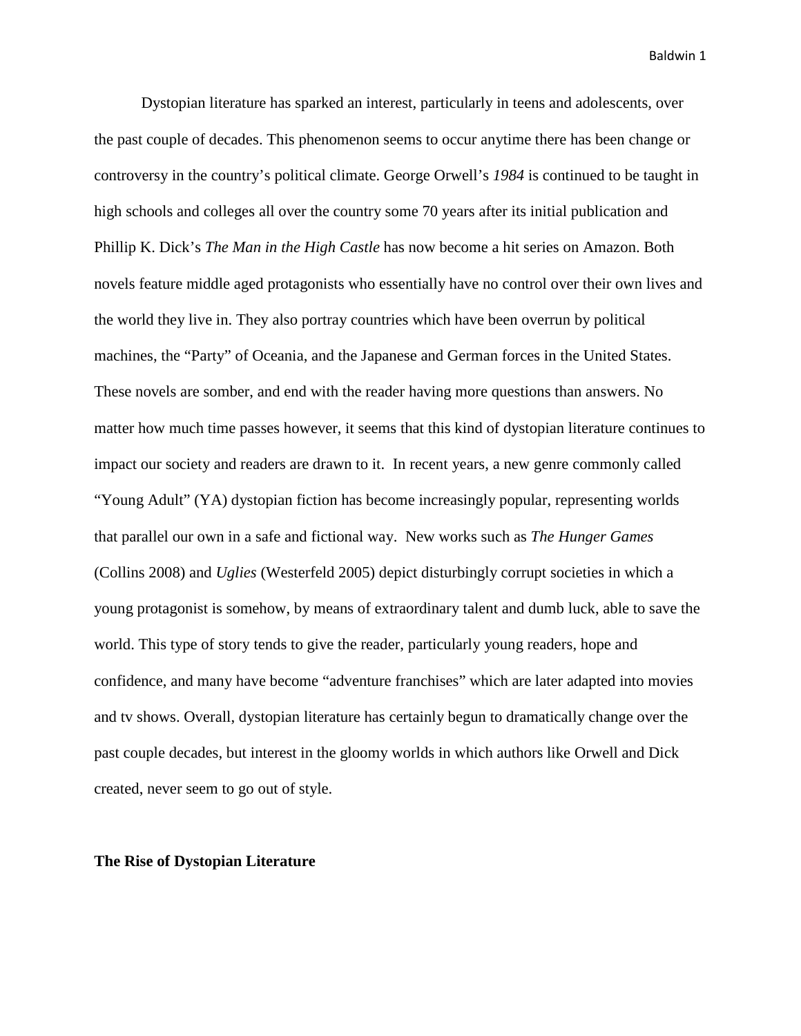Dystopian literature has sparked an interest, particularly in teens and adolescents, over the past couple of decades. This phenomenon seems to occur anytime there has been change or controversy in the country's political climate. George Orwell's *1984* is continued to be taught in high schools and colleges all over the country some 70 years after its initial publication and Phillip K. Dick's *The Man in the High Castle* has now become a hit series on Amazon. Both novels feature middle aged protagonists who essentially have no control over their own lives and the world they live in. They also portray countries which have been overrun by political machines, the "Party" of Oceania, and the Japanese and German forces in the United States. These novels are somber, and end with the reader having more questions than answers. No matter how much time passes however, it seems that this kind of dystopian literature continues to impact our society and readers are drawn to it. In recent years, a new genre commonly called "Young Adult" (YA) dystopian fiction has become increasingly popular, representing worlds that parallel our own in a safe and fictional way. New works such as *The Hunger Games* (Collins 2008) and *Uglies* (Westerfeld 2005) depict disturbingly corrupt societies in which a young protagonist is somehow, by means of extraordinary talent and dumb luck, able to save the world. This type of story tends to give the reader, particularly young readers, hope and confidence, and many have become "adventure franchises" which are later adapted into movies and tv shows. Overall, dystopian literature has certainly begun to dramatically change over the past couple decades, but interest in the gloomy worlds in which authors like Orwell and Dick created, never seem to go out of style.

**The Rise of Dystopian Literature**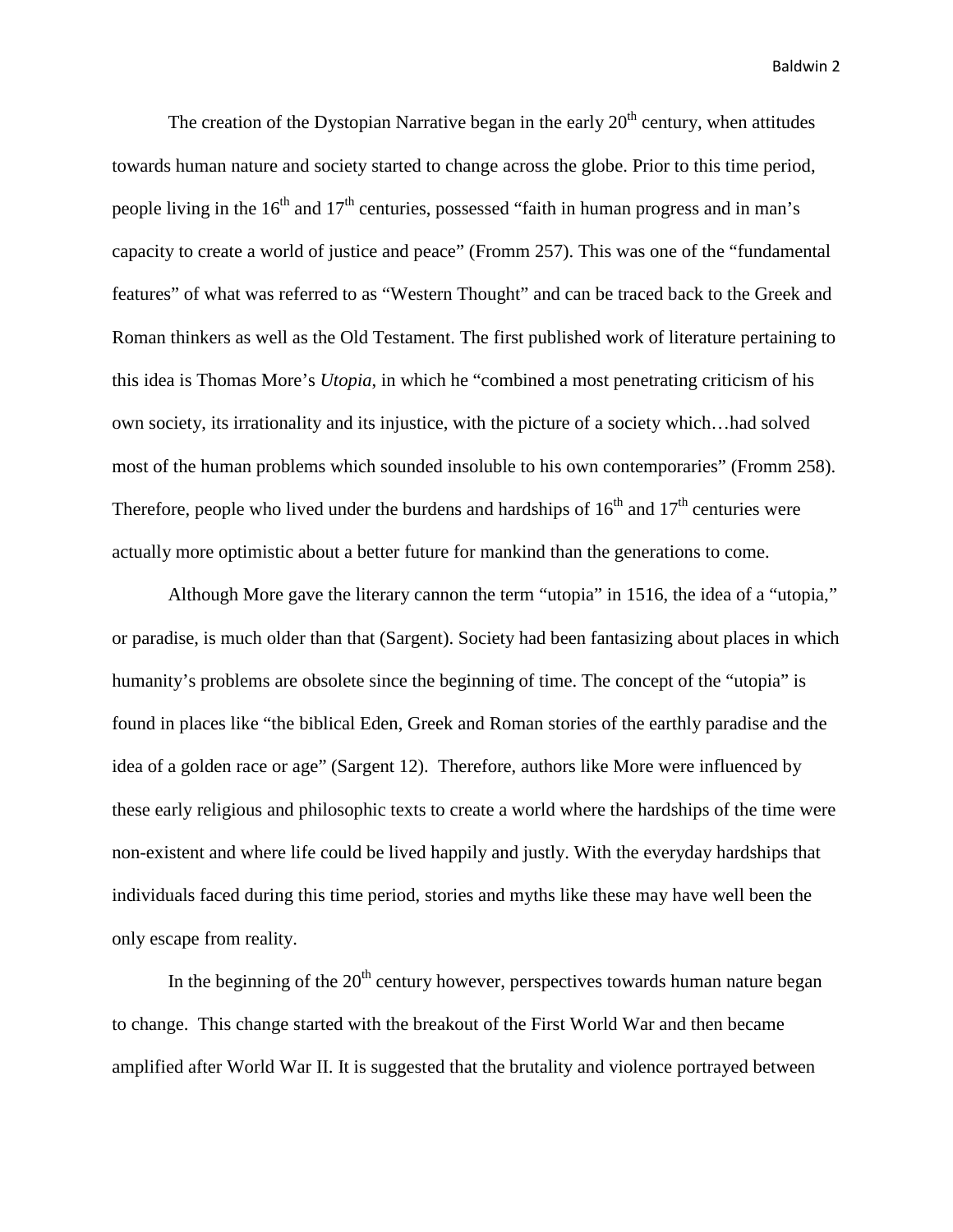The creation of the Dystopian Narrative began in the early $20^{th}$ century, when attitudes towards human nature and society started to change across the globe. Prior to this time period, people living in the $16^{th}$ and $17^{th}$ centuries, possessed "faith in human progress and in man's capacity to create a world of justice and peace" (Fromm 257). This was one of the "fundamental features" of what was referred to as "Western Thought" and can be traced back to the Greek and Roman thinkers as well as the Old Testament. The first published work of literature pertaining to this idea is Thomas More's *Utopia*, in which he "combined a most penetrating criticism of his own society, its irrationality and its injustice, with the picture of a society which…had solved most of the human problems which sounded insoluble to his own contemporaries" (Fromm 258). Therefore, people who lived under the burdens and hardships of $16^{th}$ and $17^{th}$ centuries were actually more optimistic about a better future for mankind than the generations to come.

Although More gave the literary cannon the term "utopia" in 1516, the idea of a "utopia," or paradise, is much older than that (Sargent). Society had been fantasizing about places in which humanity's problems are obsolete since the beginning of time. The concept of the "utopia" is found in places like "the biblical Eden, Greek and Roman stories of the earthly paradise and the idea of a golden race or age" (Sargent 12). Therefore, authors like More were influenced by these early religious and philosophic texts to create a world where the hardships of the time were non-existent and where life could be lived happily and justly. With the everyday hardships that individuals faced during this time period, stories and myths like these may have well been the only escape from reality.

In the beginning of the $20^{th}$ century however, perspectives towards human nature began to change. This change started with the breakout of the First World War and then became amplified after World War II. It is suggested that the brutality and violence portrayed between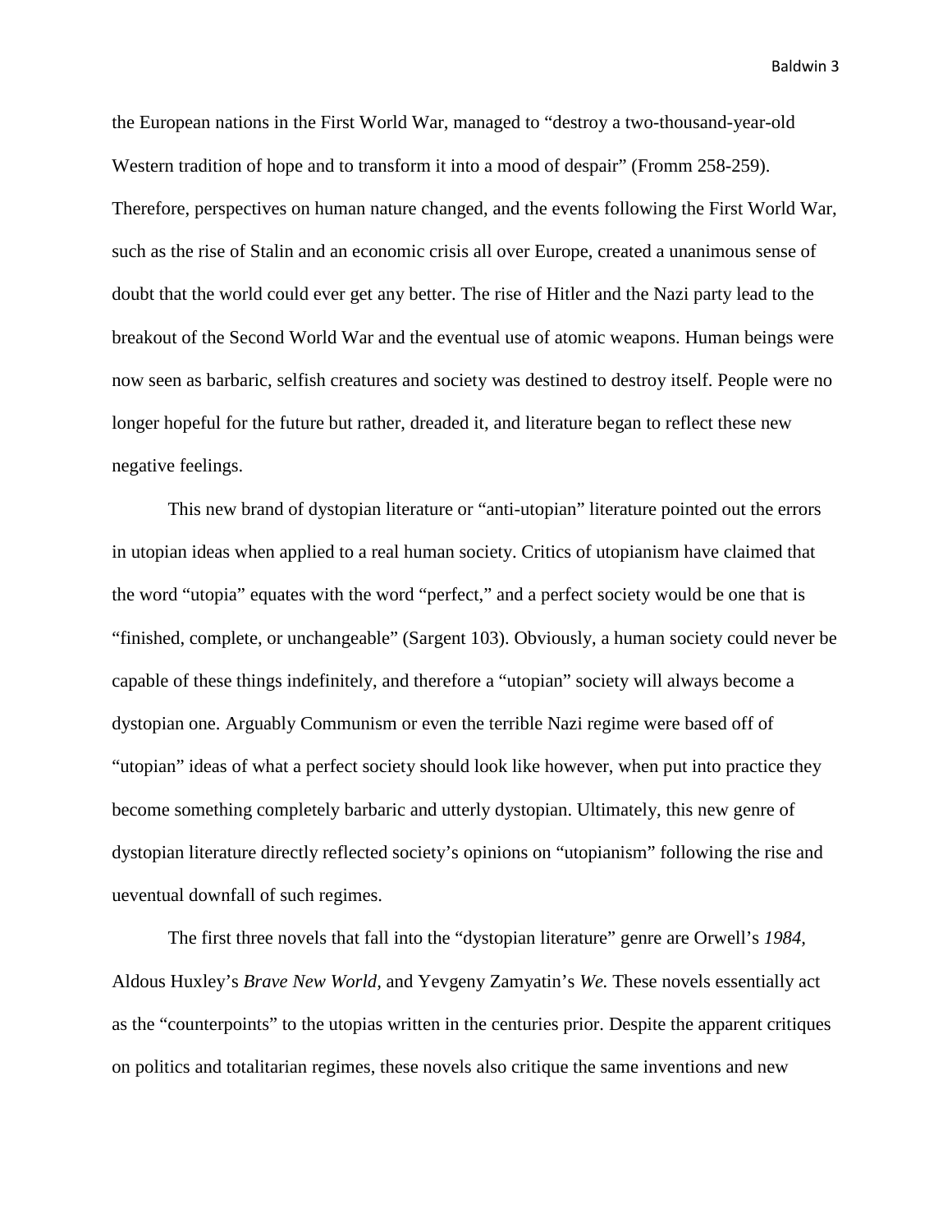the European nations in the First World War, managed to “destroy a two-thousand-year-old Western tradition of hope and to transform it into a mood of despair” (Fromm 258-259). Therefore, perspectives on human nature changed, and the events following the First World War, such as the rise of Stalin and an economic crisis all over Europe, created a unanimous sense of doubt that the world could ever get any better. The rise of Hitler and the Nazi party lead to the breakout of the Second World War and the eventual use of atomic weapons. Human beings were now seen as barbaric, selfish creatures and society was destined to destroy itself. People were no longer hopeful for the future but rather, dreaded it, and literature began to reflect these new negative feelings.

This new brand of dystopian literature or “anti-utopian” literature pointed out the errors in utopian ideas when applied to a real human society. Critics of utopianism have claimed that the word “utopia” equates with the word “perfect,” and a perfect society would be one that is “finished, complete, or unchangeable” (Sargent 103). Obviously, a human society could never be capable of these things indefinitely, and therefore a “utopian” society will always become a dystopian one. Arguably Communism or even the terrible Nazi regime were based off of “utopian” ideas of what a perfect society should look like however, when put into practice they become something completely barbaric and utterly dystopian. Ultimately, this new genre of dystopian literature directly reflected society’s opinions on “utopianism” following the rise and ueventual downfall of such regimes.

The first three novels that fall into the “dystopian literature” genre are Orwell’s *1984*, Aldous Huxley’s *Brave New World*, and Yevgeny Zamyatin’s *We.* These novels essentially act as the “counterpoints” to the utopias written in the centuries prior. Despite the apparent critiques on politics and totalitarian regimes, these novels also critique the same inventions and new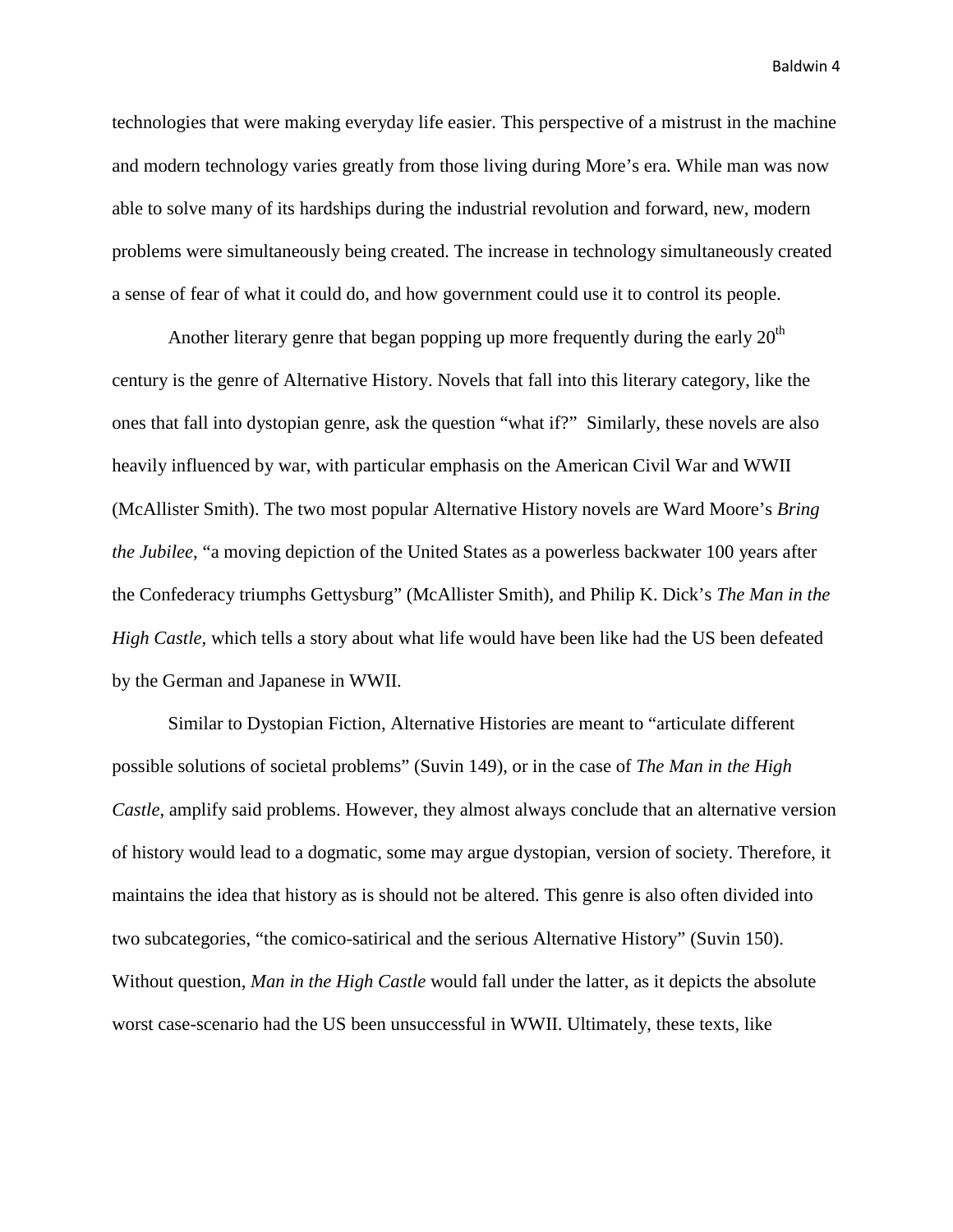technologies that were making everyday life easier. This perspective of a mistrust in the machine and modern technology varies greatly from those living during More's era. While man was now able to solve many of its hardships during the industrial revolution and forward, new, modern problems were simultaneously being created. The increase in technology simultaneously created a sense of fear of what it could do, and how government could use it to control its people.

Another literary genre that began popping up more frequently during the early 20th century is the genre of Alternative History. Novels that fall into this literary category, like the ones that fall into dystopian genre, ask the question "what if?" Similarly, these novels are also heavily influenced by war, with particular emphasis on the American Civil War and WWII (McAllister Smith). The two most popular Alternative History novels are Ward Moore's *Bring the Jubilee*, "a moving depiction of the United States as a powerless backwater 100 years after the Confederacy triumphs Gettysburg" (McAllister Smith), and Philip K. Dick's *The Man in the High Castle,* which tells a story about what life would have been like had the US been defeated by the German and Japanese in WWII.

Similar to Dystopian Fiction, Alternative Histories are meant to "articulate different possible solutions of societal problems" (Suvin 149), or in the case of *The Man in the High Castle*, amplify said problems. However, they almost always conclude that an alternative version of history would lead to a dogmatic, some may argue dystopian, version of society. Therefore, it maintains the idea that history as is should not be altered. This genre is also often divided into two subcategories, "the comico-satirical and the serious Alternative History" (Suvin 150). Without question, *Man in the High Castle* would fall under the latter, as it depicts the absolute worst case-scenario had the US been unsuccessful in WWII. Ultimately, these texts, like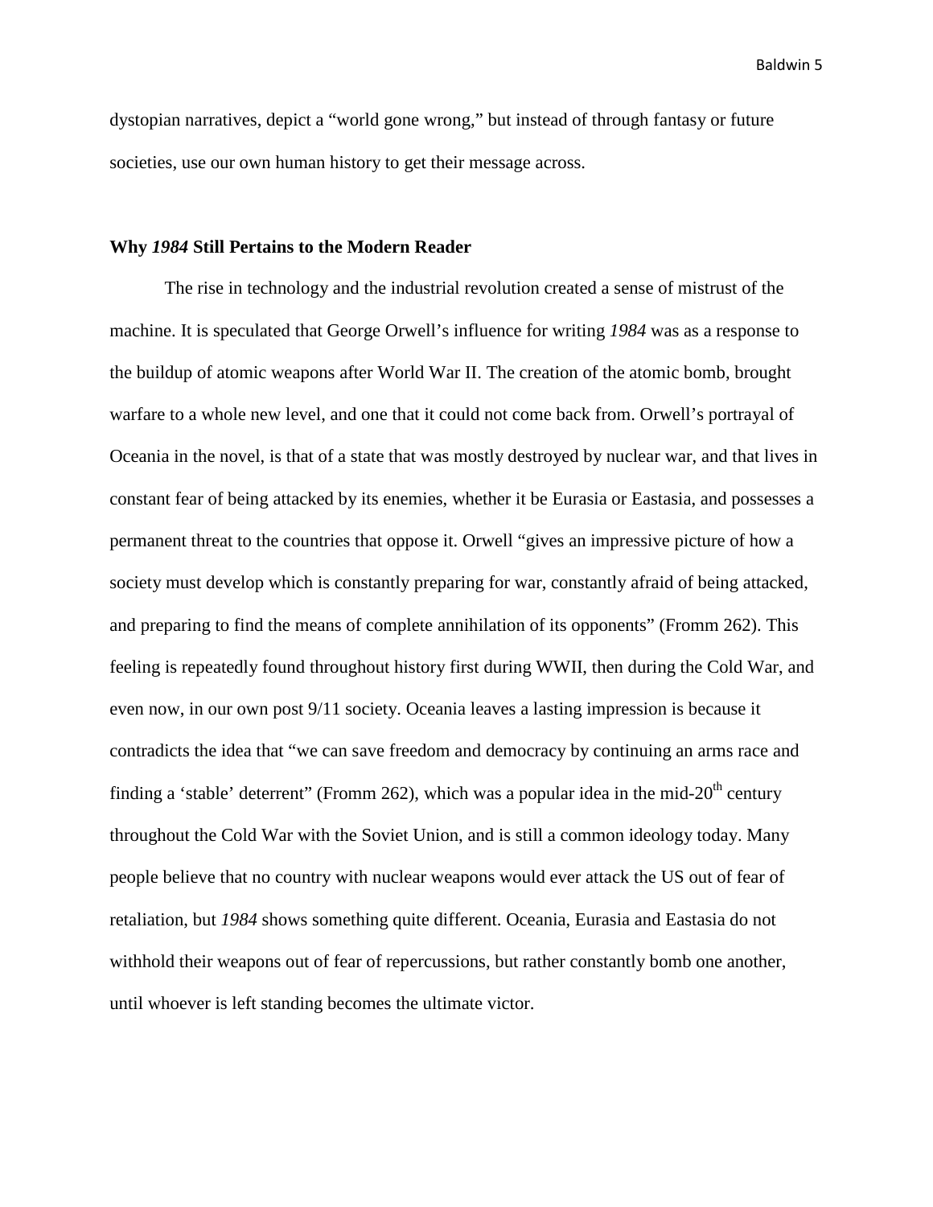dystopian narratives, depict a "world gone wrong," but instead of through fantasy or future societies, use our own human history to get their message across.

### Why *1984* Still Pertains to the Modern Reader

The rise in technology and the industrial revolution created a sense of mistrust of the machine. It is speculated that George Orwell's influence for writing *1984* was as a response to the buildup of atomic weapons after World War II. The creation of the atomic bomb, brought warfare to a whole new level, and one that it could not come back from. Orwell's portrayal of Oceania in the novel, is that of a state that was mostly destroyed by nuclear war, and that lives in constant fear of being attacked by its enemies, whether it be Eurasia or Eastasia, and possesses a permanent threat to the countries that oppose it. Orwell "gives an impressive picture of how a society must develop which is constantly preparing for war, constantly afraid of being attacked, and preparing to find the means of complete annihilation of its opponents" (Fromm 262). This feeling is repeatedly found throughout history first during WWII, then during the Cold War, and even now, in our own post 9/11 society. Oceania leaves a lasting impression is because it contradicts the idea that "we can save freedom and democracy by continuing an arms race and finding a 'stable' deterrent" (Fromm 262), which was a popular idea in the mid-20th century throughout the Cold War with the Soviet Union, and is still a common ideology today. Many people believe that no country with nuclear weapons would ever attack the US out of fear of retaliation, but *1984* shows something quite different. Oceania, Eurasia and Eastasia do not withhold their weapons out of fear of repercussions, but rather constantly bomb one another, until whoever is left standing becomes the ultimate victor.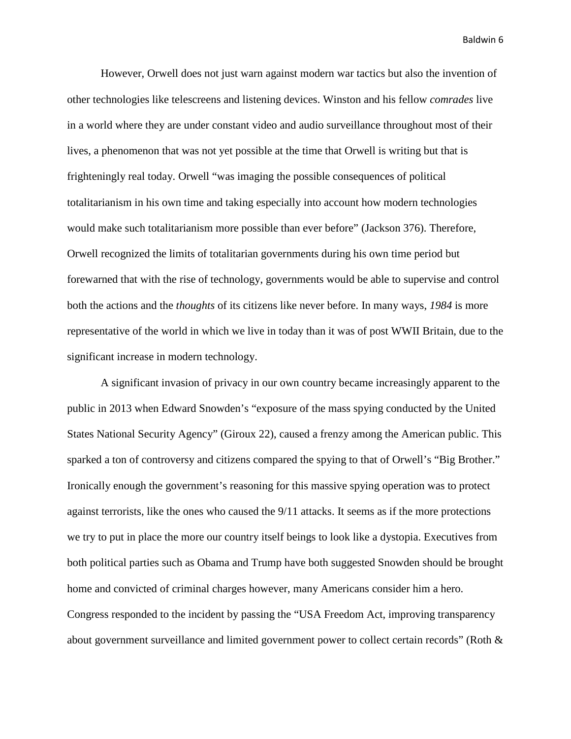However, Orwell does not just warn against modern war tactics but also the invention of other technologies like telescreens and listening devices. Winston and his fellow *comrades* live in a world where they are under constant video and audio surveillance throughout most of their lives, a phenomenon that was not yet possible at the time that Orwell is writing but that is frighteningly real today. Orwell "was imaging the possible consequences of political totalitarianism in his own time and taking especially into account how modern technologies would make such totalitarianism more possible than ever before" (Jackson 376). Therefore, Orwell recognized the limits of totalitarian governments during his own time period but forewarned that with the rise of technology, governments would be able to supervise and control both the actions and the *thoughts* of its citizens like never before. In many ways, *1984* is more representative of the world in which we live in today than it was of post WWII Britain, due to the significant increase in modern technology.

A significant invasion of privacy in our own country became increasingly apparent to the public in 2013 when Edward Snowden's "exposure of the mass spying conducted by the United States National Security Agency" (Giroux 22), caused a frenzy among the American public. This sparked a ton of controversy and citizens compared the spying to that of Orwell's "Big Brother." Ironically enough the government's reasoning for this massive spying operation was to protect against terrorists, like the ones who caused the 9/11 attacks. It seems as if the more protections we try to put in place the more our country itself beings to look like a dystopia. Executives from both political parties such as Obama and Trump have both suggested Snowden should be brought home and convicted of criminal charges however, many Americans consider him a hero. Congress responded to the incident by passing the "USA Freedom Act, improving transparency about government surveillance and limited government power to collect certain records" (Roth &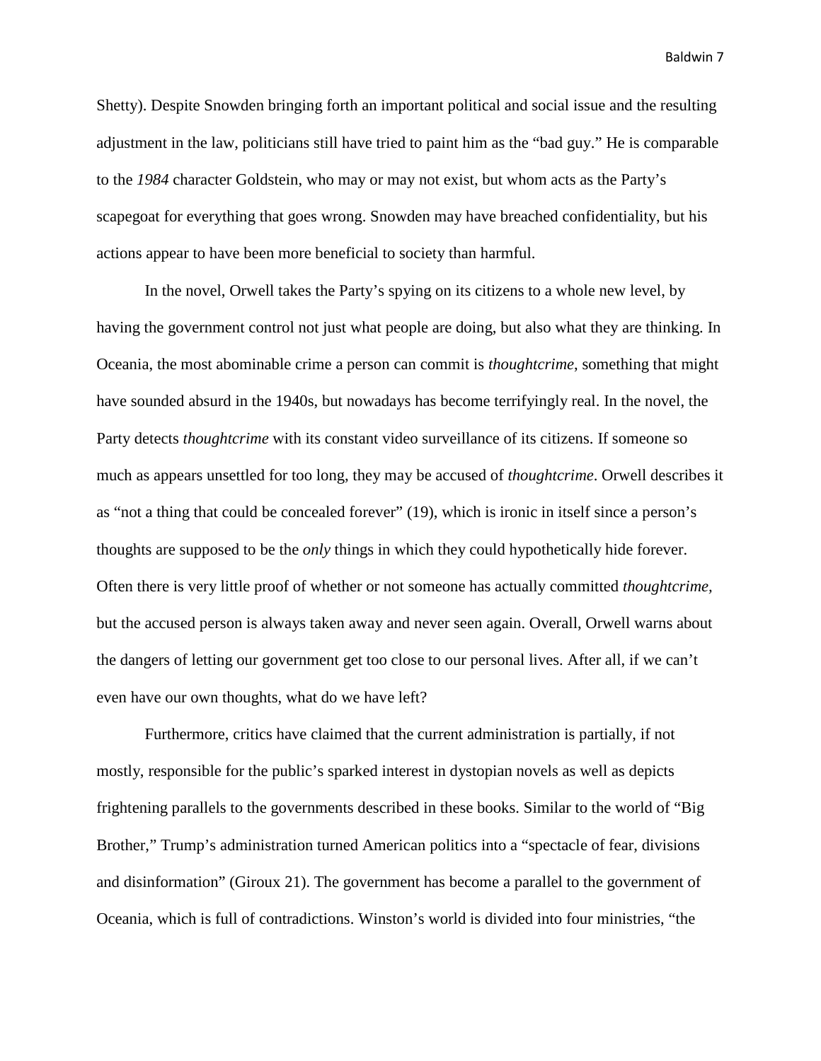Shetty). Despite Snowden bringing forth an important political and social issue and the resulting adjustment in the law, politicians still have tried to paint him as the "bad guy." He is comparable to the *1984* character Goldstein, who may or may not exist, but whom acts as the Party's scapegoat for everything that goes wrong. Snowden may have breached confidentiality, but his actions appear to have been more beneficial to society than harmful.

In the novel, Orwell takes the Party's spying on its citizens to a whole new level, by having the government control not just what people are doing, but also what they are thinking. In Oceania, the most abominable crime a person can commit is *thoughtcrime*, something that might have sounded absurd in the 1940s, but nowadays has become terrifyingly real. In the novel, the Party detects *thoughtcrime* with its constant video surveillance of its citizens. If someone so much as appears unsettled for too long, they may be accused of *thoughtcrime*. Orwell describes it as "not a thing that could be concealed forever" (19), which is ironic in itself since a person's thoughts are supposed to be the *only* things in which they could hypothetically hide forever. Often there is very little proof of whether or not someone has actually committed *thoughtcrime,* but the accused person is always taken away and never seen again. Overall, Orwell warns about the dangers of letting our government get too close to our personal lives. After all, if we can't even have our own thoughts, what do we have left?

Furthermore, critics have claimed that the current administration is partially, if not mostly, responsible for the public's sparked interest in dystopian novels as well as depicts frightening parallels to the governments described in these books. Similar to the world of "Big Brother," Trump's administration turned American politics into a "spectacle of fear, divisions and disinformation" (Giroux 21). The government has become a parallel to the government of Oceania, which is full of contradictions. Winston's world is divided into four ministries, "the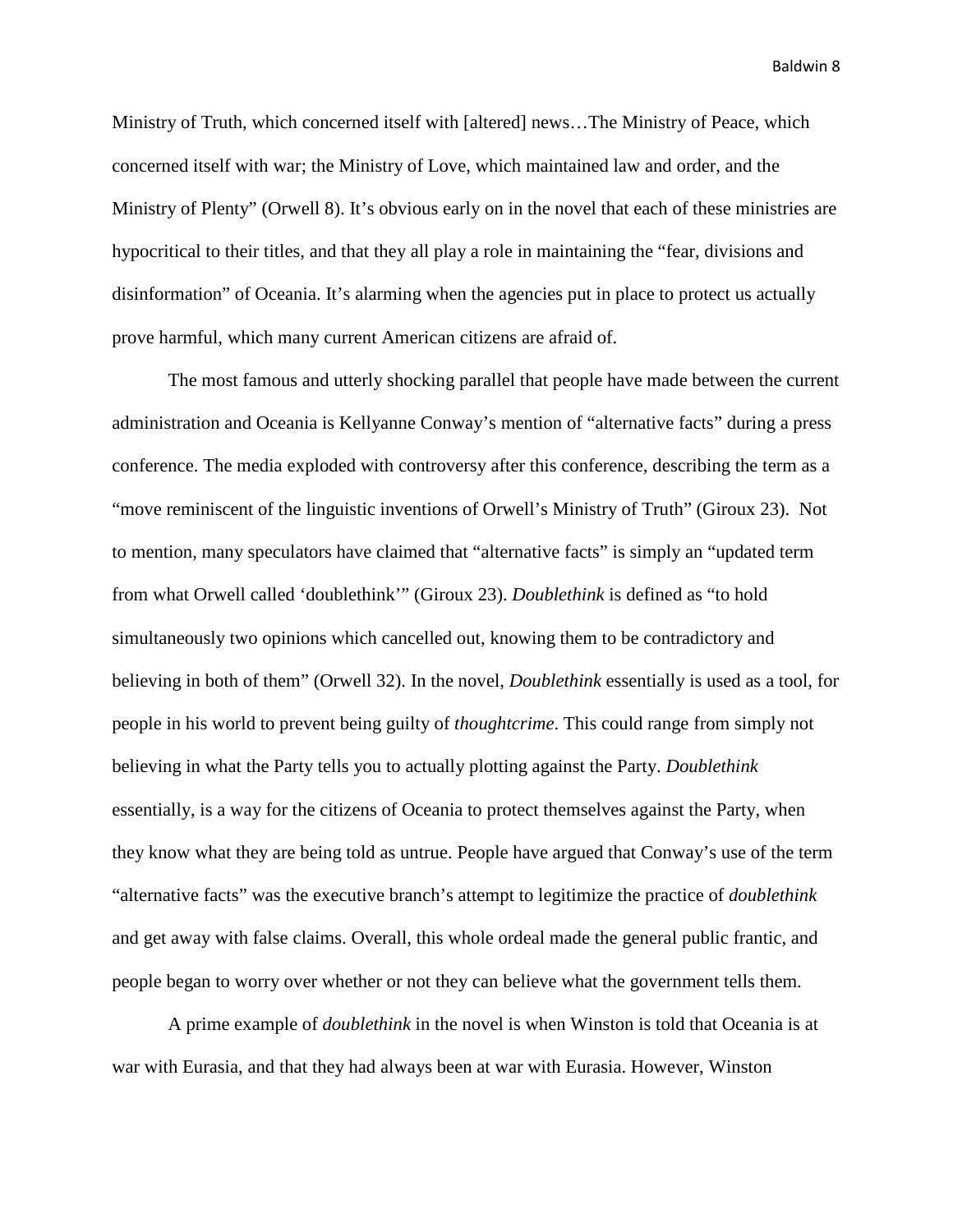Ministry of Truth, which concerned itself with [altered] news…The Ministry of Peace, which concerned itself with war; the Ministry of Love, which maintained law and order, and the Ministry of Plenty" (Orwell 8). It's obvious early on in the novel that each of these ministries are hypocritical to their titles, and that they all play a role in maintaining the "fear, divisions and disinformation" of Oceania. It's alarming when the agencies put in place to protect us actually prove harmful, which many current American citizens are afraid of.

The most famous and utterly shocking parallel that people have made between the current administration and Oceania is Kellyanne Conway's mention of "alternative facts" during a press conference. The media exploded with controversy after this conference, describing the term as a "move reminiscent of the linguistic inventions of Orwell's Ministry of Truth" (Giroux 23). Not to mention, many speculators have claimed that "alternative facts" is simply an "updated term from what Orwell called 'doublethink'" (Giroux 23). *Doublethink* is defined as "to hold simultaneously two opinions which cancelled out, knowing them to be contradictory and believing in both of them" (Orwell 32). In the novel, *Doublethink* essentially is used as a tool, for people in his world to prevent being guilty of *thoughtcrime*. This could range from simply not believing in what the Party tells you to actually plotting against the Party. *Doublethink* essentially, is a way for the citizens of Oceania to protect themselves against the Party, when they know what they are being told as untrue. People have argued that Conway's use of the term "alternative facts" was the executive branch's attempt to legitimize the practice of *doublethink* and get away with false claims. Overall, this whole ordeal made the general public frantic, and people began to worry over whether or not they can believe what the government tells them.

A prime example of *doublethink* in the novel is when Winston is told that Oceania is at war with Eurasia, and that they had always been at war with Eurasia. However, Winston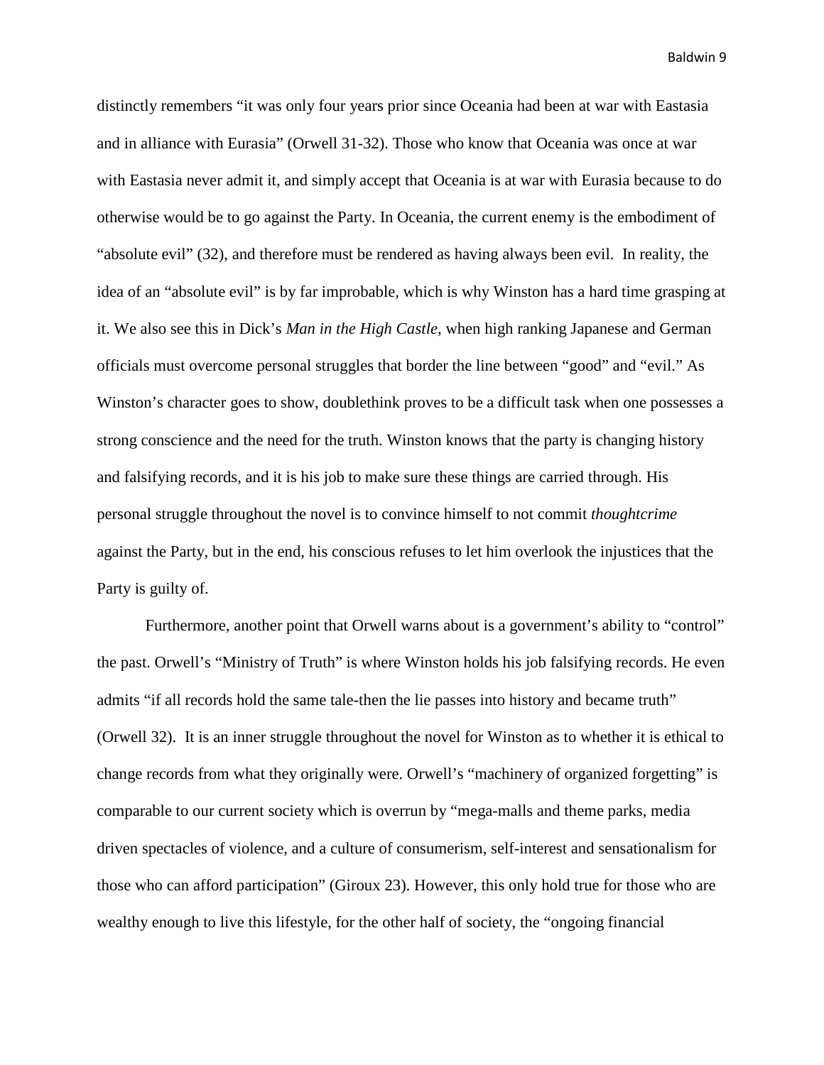distinctly remembers "it was only four years prior since Oceania had been at war with Eastasia and in alliance with Eurasia" (Orwell 31-32). Those who know that Oceania was once at war with Eastasia never admit it, and simply accept that Oceania is at war with Eurasia because to do otherwise would be to go against the Party. In Oceania, the current enemy is the embodiment of "absolute evil" (32), and therefore must be rendered as having always been evil. In reality, the idea of an "absolute evil" is by far improbable, which is why Winston has a hard time grasping at it. We also see this in Dick's *Man in the High Castle*, when high ranking Japanese and German officials must overcome personal struggles that border the line between "good" and "evil." As Winston's character goes to show, doublethink proves to be a difficult task when one possesses a strong conscience and the need for the truth. Winston knows that the party is changing history and falsifying records, and it is his job to make sure these things are carried through. His personal struggle throughout the novel is to convince himself to not commit *thoughtcrime* against the Party, but in the end, his conscious refuses to let him overlook the injustices that the Party is guilty of.

Furthermore, another point that Orwell warns about is a government's ability to "control" the past. Orwell's "Ministry of Truth" is where Winston holds his job falsifying records. He even admits "if all records hold the same tale-then the lie passes into history and became truth" (Orwell 32). It is an inner struggle throughout the novel for Winston as to whether it is ethical to change records from what they originally were. Orwell's "machinery of organized forgetting" is comparable to our current society which is overrun by "mega-malls and theme parks, media driven spectacles of violence, and a culture of consumerism, self-interest and sensationalism for those who can afford participation" (Giroux 23). However, this only hold true for those who are wealthy enough to live this lifestyle, for the other half of society, the "ongoing financial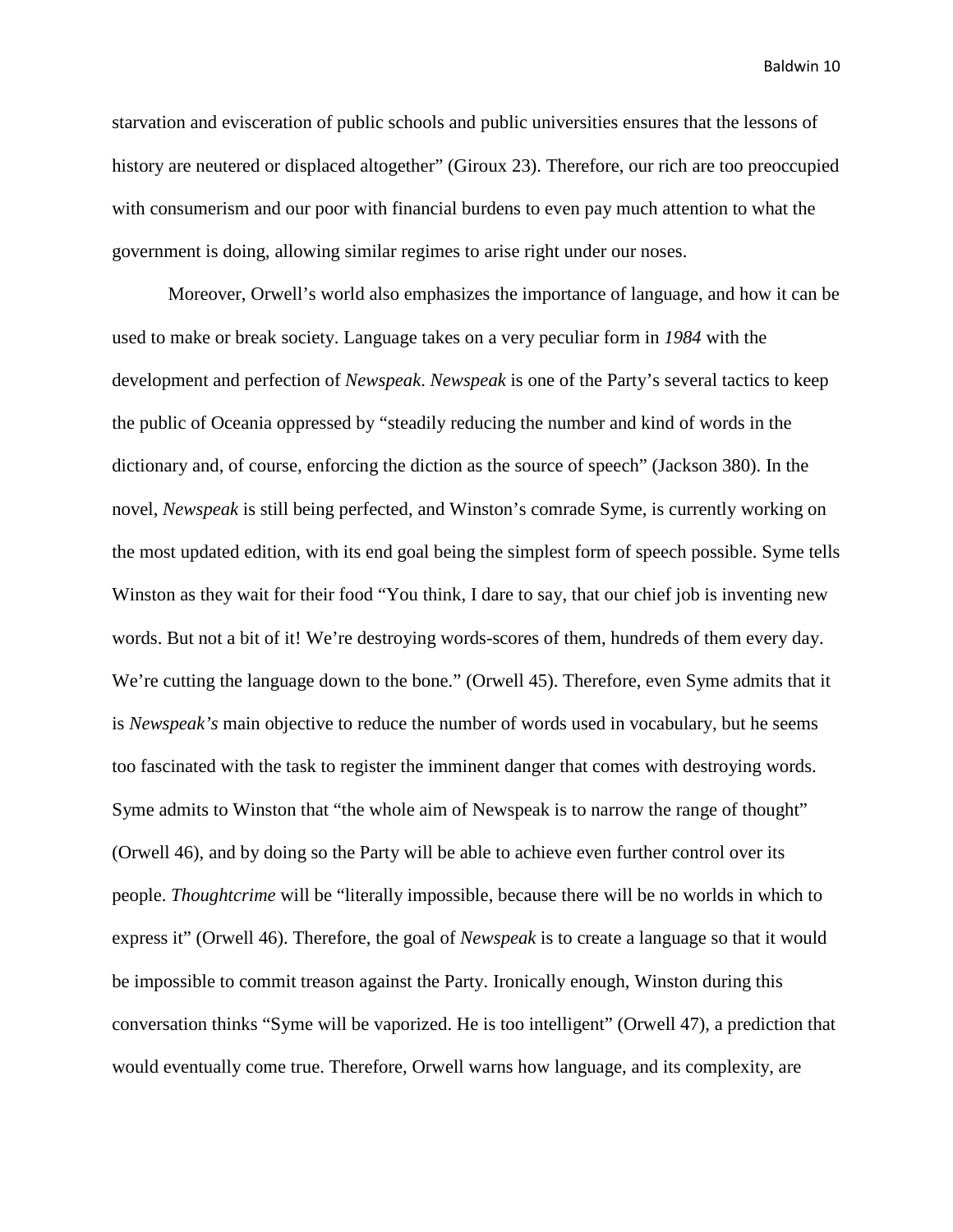starvation and evisceration of public schools and public universities ensures that the lessons of history are neutered or displaced altogether" (Giroux 23). Therefore, our rich are too preoccupied with consumerism and our poor with financial burdens to even pay much attention to what the government is doing, allowing similar regimes to arise right under our noses.

Moreover, Orwell's world also emphasizes the importance of language, and how it can be used to make or break society. Language takes on a very peculiar form in *1984* with the development and perfection of *Newspeak*. *Newspeak* is one of the Party's several tactics to keep the public of Oceania oppressed by "steadily reducing the number and kind of words in the dictionary and, of course, enforcing the diction as the source of speech" (Jackson 380). In the novel, *Newspeak* is still being perfected, and Winston's comrade Syme, is currently working on the most updated edition, with its end goal being the simplest form of speech possible. Syme tells Winston as they wait for their food "You think, I dare to say, that our chief job is inventing new words. But not a bit of it! We're destroying words-scores of them, hundreds of them every day. We're cutting the language down to the bone." (Orwell 45). Therefore, even Syme admits that it is *Newspeak's* main objective to reduce the number of words used in vocabulary, but he seems too fascinated with the task to register the imminent danger that comes with destroying words. Syme admits to Winston that "the whole aim of Newspeak is to narrow the range of thought" (Orwell 46), and by doing so the Party will be able to achieve even further control over its people. *Thoughtcrime* will be "literally impossible, because there will be no worlds in which to express it" (Orwell 46). Therefore, the goal of *Newspeak* is to create a language so that it would be impossible to commit treason against the Party. Ironically enough, Winston during this conversation thinks "Syme will be vaporized. He is too intelligent" (Orwell 47), a prediction that would eventually come true. Therefore, Orwell warns how language, and its complexity, are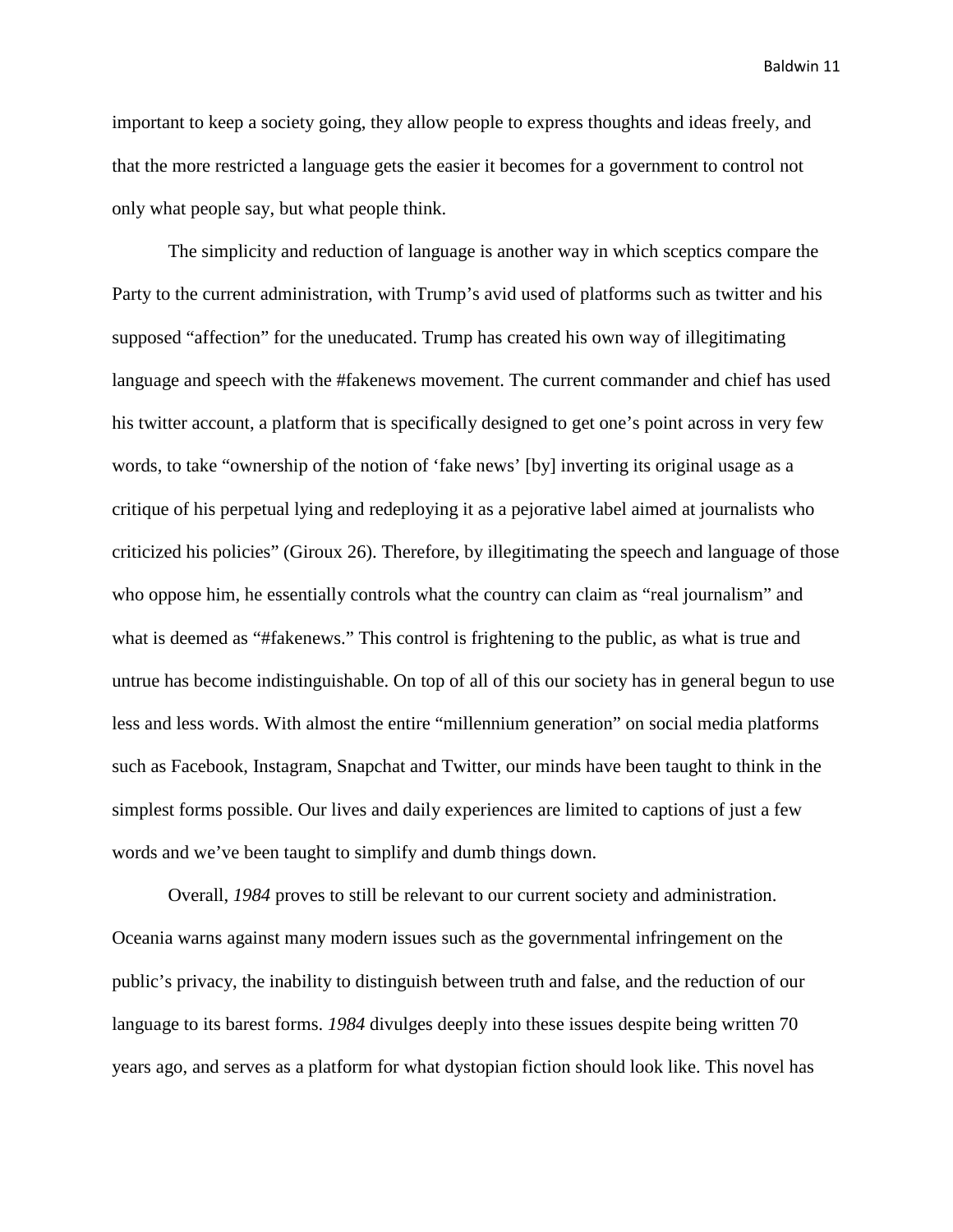important to keep a society going, they allow people to express thoughts and ideas freely, and that the more restricted a language gets the easier it becomes for a government to control not only what people say, but what people think.

The simplicity and reduction of language is another way in which sceptics compare the Party to the current administration, with Trump's avid used of platforms such as twitter and his supposed "affection" for the uneducated. Trump has created his own way of illegitimating language and speech with the #fakenews movement. The current commander and chief has used his twitter account, a platform that is specifically designed to get one's point across in very few words, to take "ownership of the notion of 'fake news' [by] inverting its original usage as a critique of his perpetual lying and redeploying it as a pejorative label aimed at journalists who criticized his policies" (Giroux 26). Therefore, by illegitimating the speech and language of those who oppose him, he essentially controls what the country can claim as "real journalism" and what is deemed as "#fakenews." This control is frightening to the public, as what is true and untrue has become indistinguishable. On top of all of this our society has in general begun to use less and less words. With almost the entire "millennium generation" on social media platforms such as Facebook, Instagram, Snapchat and Twitter, our minds have been taught to think in the simplest forms possible. Our lives and daily experiences are limited to captions of just a few words and we've been taught to simplify and dumb things down.

Overall, *1984* proves to still be relevant to our current society and administration. Oceania warns against many modern issues such as the governmental infringement on the public's privacy, the inability to distinguish between truth and false, and the reduction of our language to its barest forms. *1984* divulges deeply into these issues despite being written 70 years ago, and serves as a platform for what dystopian fiction should look like. This novel has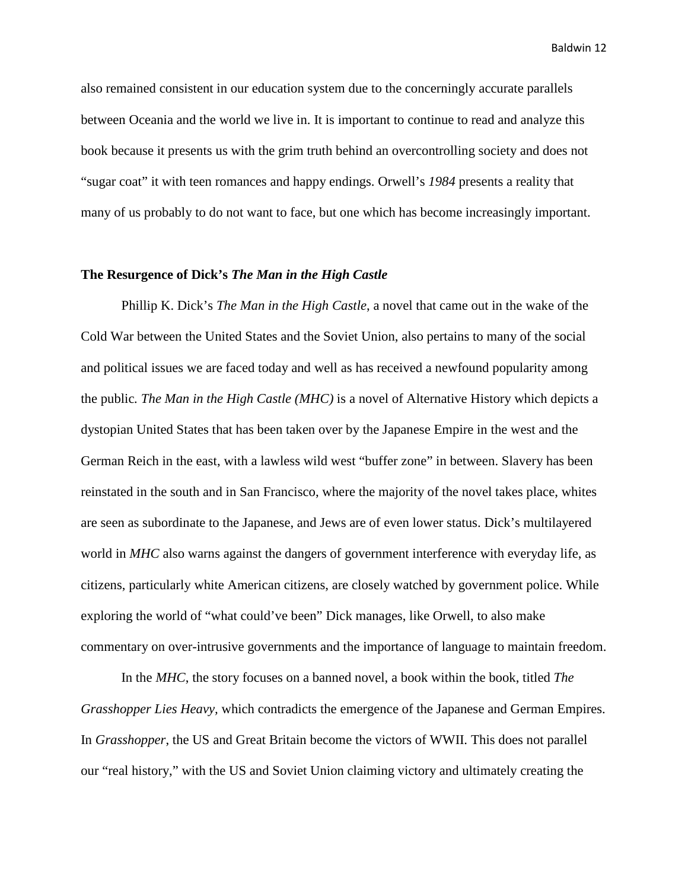also remained consistent in our education system due to the concerningly accurate parallels between Oceania and the world we live in. It is important to continue to read and analyze this book because it presents us with the grim truth behind an overcontrolling society and does not "sugar coat" it with teen romances and happy endings. Orwell's *1984* presents a reality that many of us probably to do not want to face, but one which has become increasingly important.

**The Resurgence of Dick's *The Man in the High Castle***

Phillip K. Dick's *The Man in the High Castle*, a novel that came out in the wake of the Cold War between the United States and the Soviet Union, also pertains to many of the social and political issues we are faced today and well as has received a newfound popularity among the public. *The Man in the High Castle (MHC)* is a novel of Alternative History which depicts a dystopian United States that has been taken over by the Japanese Empire in the west and the German Reich in the east, with a lawless wild west "buffer zone" in between. Slavery has been reinstated in the south and in San Francisco, where the majority of the novel takes place, whites are seen as subordinate to the Japanese, and Jews are of even lower status. Dick's multilayered world in *MHC* also warns against the dangers of government interference with everyday life, as citizens, particularly white American citizens, are closely watched by government police. While exploring the world of "what could've been" Dick manages, like Orwell, to also make commentary on over-intrusive governments and the importance of language to maintain freedom.

In the *MHC*, the story focuses on a banned novel, a book within the book, titled *The Grasshopper Lies Heavy*, which contradicts the emergence of the Japanese and German Empires. In *Grasshopper*, the US and Great Britain become the victors of WWII. This does not parallel our "real history," with the US and Soviet Union claiming victory and ultimately creating the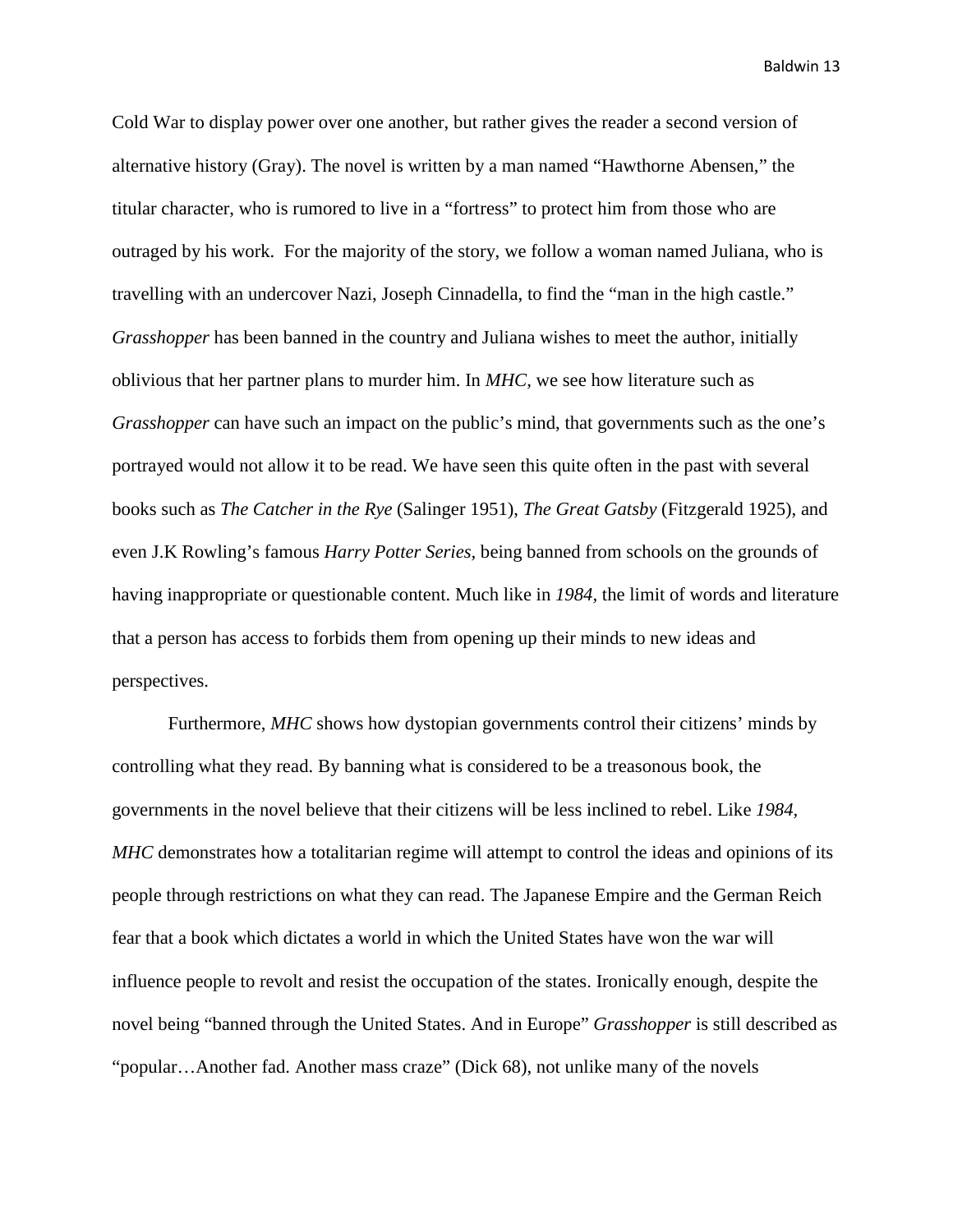Cold War to display power over one another, but rather gives the reader a second version of alternative history (Gray). The novel is written by a man named "Hawthorne Abensen," the titular character, who is rumored to live in a "fortress" to protect him from those who are outraged by his work. For the majority of the story, we follow a woman named Juliana, who is travelling with an undercover Nazi, Joseph Cinnadella, to find the "man in the high castle." *Grasshopper* has been banned in the country and Juliana wishes to meet the author, initially oblivious that her partner plans to murder him. In *MHC*, we see how literature such as *Grasshopper* can have such an impact on the public's mind, that governments such as the one's portrayed would not allow it to be read. We have seen this quite often in the past with several books such as *The Catcher in the Rye* (Salinger 1951), *The Great Gatsby* (Fitzgerald 1925), and even J.K Rowling's famous *Harry Potter Series*, being banned from schools on the grounds of having inappropriate or questionable content. Much like in *1984*, the limit of words and literature that a person has access to forbids them from opening up their minds to new ideas and perspectives.

Furthermore, *MHC* shows how dystopian governments control their citizens' minds by controlling what they read. By banning what is considered to be a treasonous book, the governments in the novel believe that their citizens will be less inclined to rebel. Like *1984*, *MHC* demonstrates how a totalitarian regime will attempt to control the ideas and opinions of its people through restrictions on what they can read. The Japanese Empire and the German Reich fear that a book which dictates a world in which the United States have won the war will influence people to revolt and resist the occupation of the states. Ironically enough, despite the novel being "banned through the United States. And in Europe" *Grasshopper* is still described as "popular…Another fad. Another mass craze" (Dick 68), not unlike many of the novels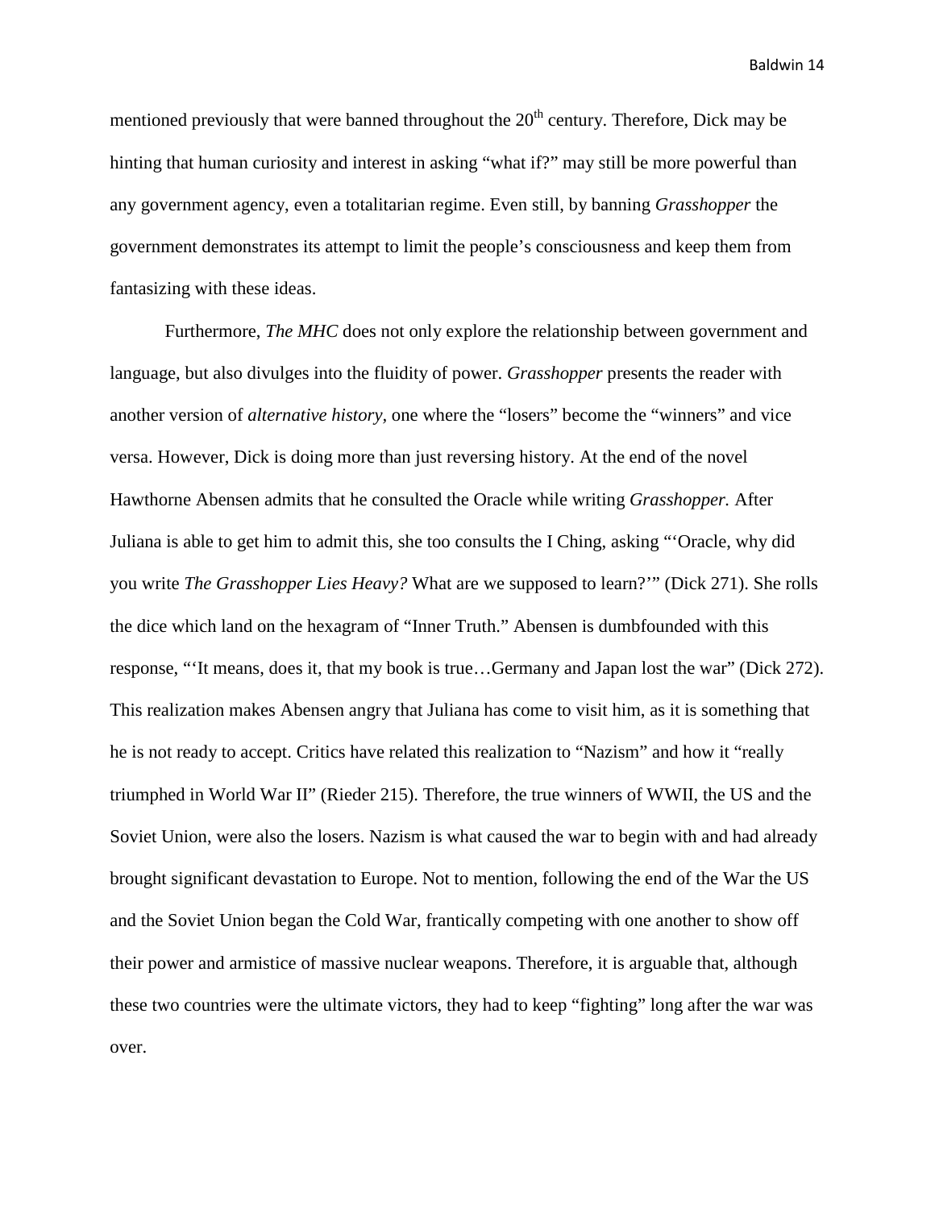mentioned previously that were banned throughout the 20th century. Therefore, Dick may be hinting that human curiosity and interest in asking “what if?” may still be more powerful than any government agency, even a totalitarian regime. Even still, by banning *Grasshopper* the government demonstrates its attempt to limit the people’s consciousness and keep them from fantasizing with these ideas.

Furthermore, *The MHC* does not only explore the relationship between government and language, but also divulges into the fluidity of power. *Grasshopper* presents the reader with another version of *alternative history*, one where the “losers” become the “winners” and vice versa. However, Dick is doing more than just reversing history. At the end of the novel Hawthorne Abensen admits that he consulted the Oracle while writing *Grasshopper.* After Juliana is able to get him to admit this, she too consults the I Ching, asking “‘Oracle, why did you write *The Grasshopper Lies Heavy?* What are we supposed to learn?’” (Dick 271). She rolls the dice which land on the hexagram of “Inner Truth.” Abensen is dumbfounded with this response, “‘It means, does it, that my book is true…Germany and Japan lost the war” (Dick 272). This realization makes Abensen angry that Juliana has come to visit him, as it is something that he is not ready to accept. Critics have related this realization to “Nazism” and how it “really triumphed in World War II” (Rieder 215). Therefore, the true winners of WWII, the US and the Soviet Union, were also the losers. Nazism is what caused the war to begin with and had already brought significant devastation to Europe. Not to mention, following the end of the War the US and the Soviet Union began the Cold War, frantically competing with one another to show off their power and armistice of massive nuclear weapons. Therefore, it is arguable that, although these two countries were the ultimate victors, they had to keep “fighting” long after the war was over.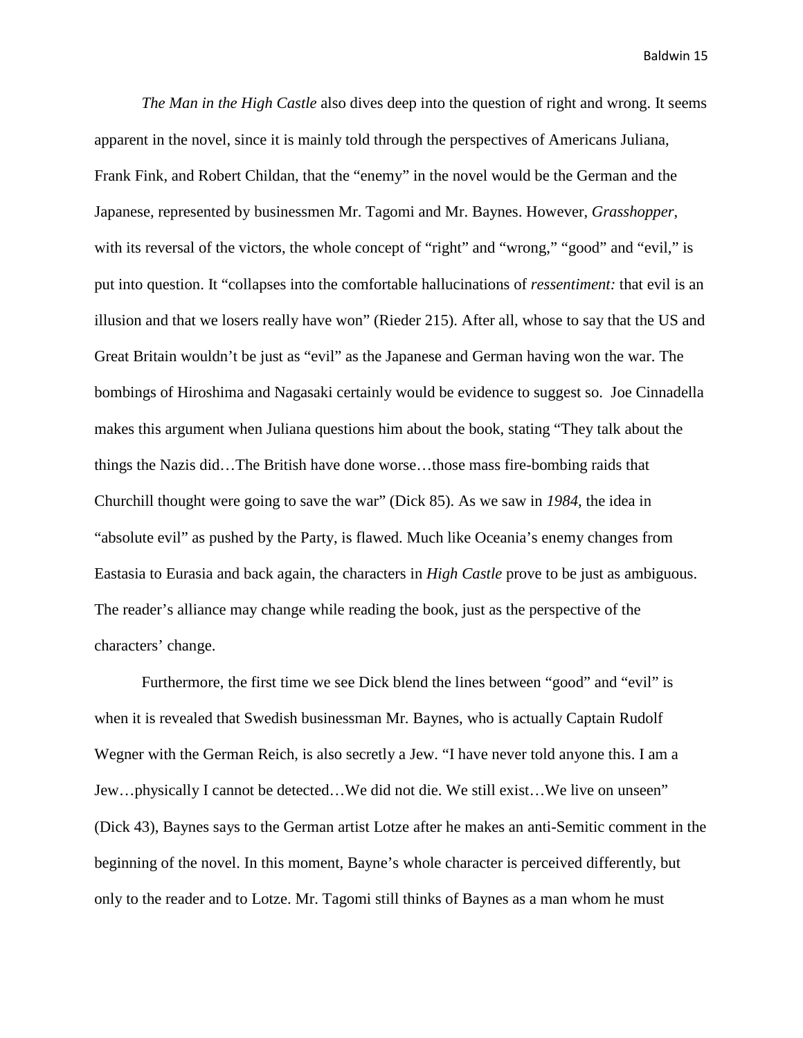*The Man in the High Castle* also dives deep into the question of right and wrong. It seems apparent in the novel, since it is mainly told through the perspectives of Americans Juliana, Frank Fink, and Robert Childan, that the "enemy" in the novel would be the German and the Japanese, represented by businessmen Mr. Tagomi and Mr. Baynes. However, *Grasshopper*, with its reversal of the victors, the whole concept of "right" and "wrong," "good" and "evil," is put into question. It "collapses into the comfortable hallucinations of *ressentiment:* that evil is an illusion and that we losers really have won" (Rieder 215). After all, whose to say that the US and Great Britain wouldn't be just as "evil" as the Japanese and German having won the war. The bombings of Hiroshima and Nagasaki certainly would be evidence to suggest so. Joe Cinnadella makes this argument when Juliana questions him about the book, stating "They talk about the things the Nazis did…The British have done worse…those mass fire-bombing raids that Churchill thought were going to save the war" (Dick 85). As we saw in *1984*, the idea in "absolute evil" as pushed by the Party, is flawed. Much like Oceania's enemy changes from Eastasia to Eurasia and back again, the characters in *High Castle* prove to be just as ambiguous. The reader's alliance may change while reading the book, just as the perspective of the characters' change.

Furthermore, the first time we see Dick blend the lines between "good" and "evil" is when it is revealed that Swedish businessman Mr. Baynes, who is actually Captain Rudolf Wegner with the German Reich, is also secretly a Jew. "I have never told anyone this. I am a Jew…physically I cannot be detected…We did not die. We still exist…We live on unseen" (Dick 43), Baynes says to the German artist Lotze after he makes an anti-Semitic comment in the beginning of the novel. In this moment, Bayne's whole character is perceived differently, but only to the reader and to Lotze. Mr. Tagomi still thinks of Baynes as a man whom he must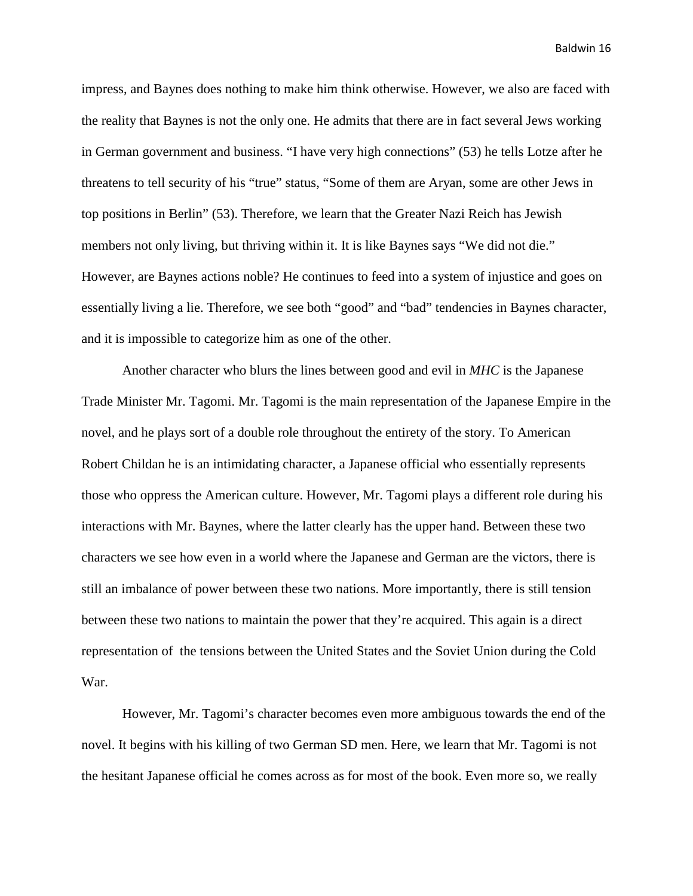impress, and Baynes does nothing to make him think otherwise. However, we also are faced with the reality that Baynes is not the only one. He admits that there are in fact several Jews working in German government and business. "I have very high connections" (53) he tells Lotze after he threatens to tell security of his "true" status, "Some of them are Aryan, some are other Jews in top positions in Berlin" (53). Therefore, we learn that the Greater Nazi Reich has Jewish members not only living, but thriving within it. It is like Baynes says "We did not die." However, are Baynes actions noble? He continues to feed into a system of injustice and goes on essentially living a lie. Therefore, we see both "good" and "bad" tendencies in Baynes character, and it is impossible to categorize him as one of the other.

Another character who blurs the lines between good and evil in *MHC* is the Japanese Trade Minister Mr. Tagomi. Mr. Tagomi is the main representation of the Japanese Empire in the novel, and he plays sort of a double role throughout the entirety of the story. To American Robert Childan he is an intimidating character, a Japanese official who essentially represents those who oppress the American culture. However, Mr. Tagomi plays a different role during his interactions with Mr. Baynes, where the latter clearly has the upper hand. Between these two characters we see how even in a world where the Japanese and German are the victors, there is still an imbalance of power between these two nations. More importantly, there is still tension between these two nations to maintain the power that they're acquired. This again is a direct representation of the tensions between the United States and the Soviet Union during the Cold War.

However, Mr. Tagomi's character becomes even more ambiguous towards the end of the novel. It begins with his killing of two German SD men. Here, we learn that Mr. Tagomi is not the hesitant Japanese official he comes across as for most of the book. Even more so, we really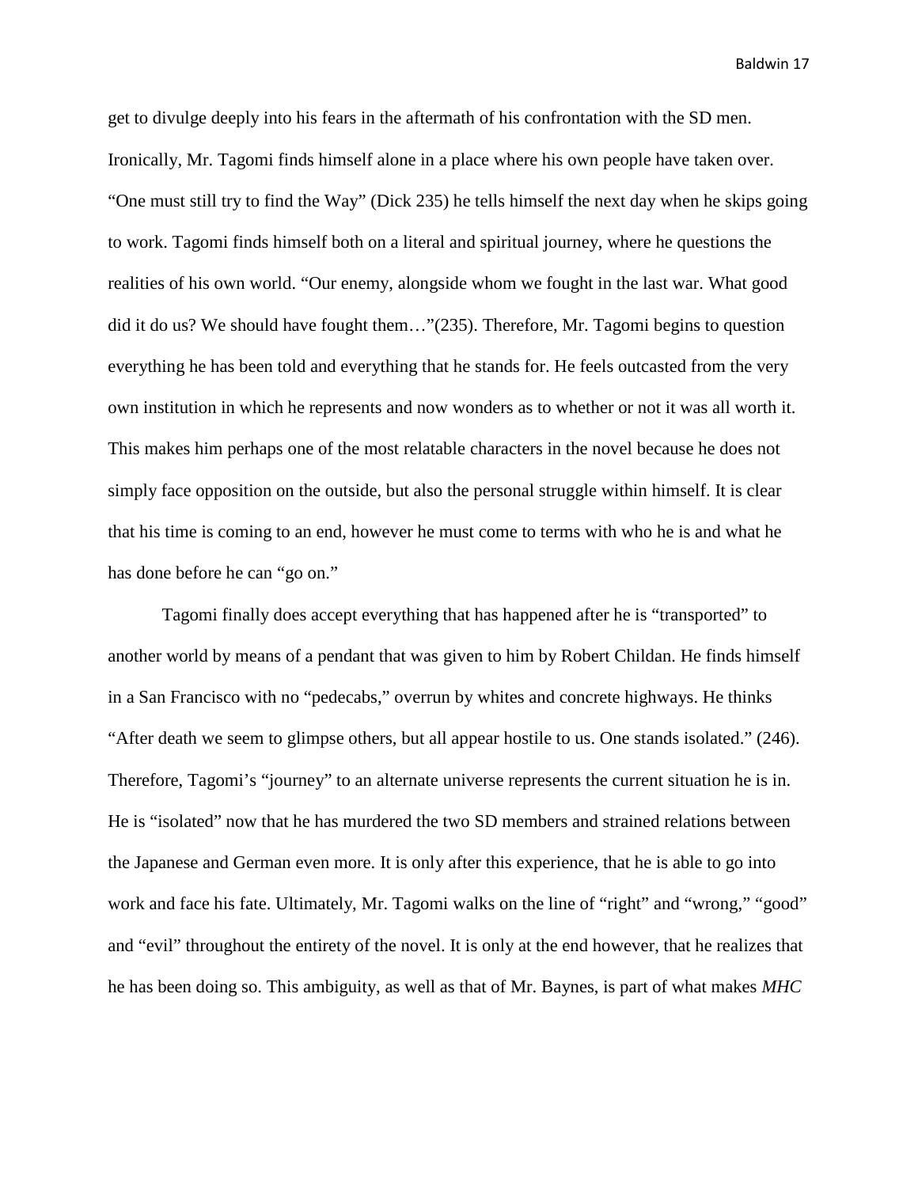get to divulge deeply into his fears in the aftermath of his confrontation with the SD men. Ironically, Mr. Tagomi finds himself alone in a place where his own people have taken over. "One must still try to find the Way" (Dick 235) he tells himself the next day when he skips going to work. Tagomi finds himself both on a literal and spiritual journey, where he questions the realities of his own world. "Our enemy, alongside whom we fought in the last war. What good did it do us? We should have fought them…"(235). Therefore, Mr. Tagomi begins to question everything he has been told and everything that he stands for. He feels outcasted from the very own institution in which he represents and now wonders as to whether or not it was all worth it. This makes him perhaps one of the most relatable characters in the novel because he does not simply face opposition on the outside, but also the personal struggle within himself. It is clear that his time is coming to an end, however he must come to terms with who he is and what he has done before he can "go on."

Tagomi finally does accept everything that has happened after he is "transported" to another world by means of a pendant that was given to him by Robert Childan. He finds himself in a San Francisco with no "pedecabs," overrun by whites and concrete highways. He thinks "After death we seem to glimpse others, but all appear hostile to us. One stands isolated." (246). Therefore, Tagomi's "journey" to an alternate universe represents the current situation he is in. He is "isolated" now that he has murdered the two SD members and strained relations between the Japanese and German even more. It is only after this experience, that he is able to go into work and face his fate. Ultimately, Mr. Tagomi walks on the line of "right" and "wrong," "good" and "evil" throughout the entirety of the novel. It is only at the end however, that he realizes that he has been doing so. This ambiguity, as well as that of Mr. Baynes, is part of what makes *MHC*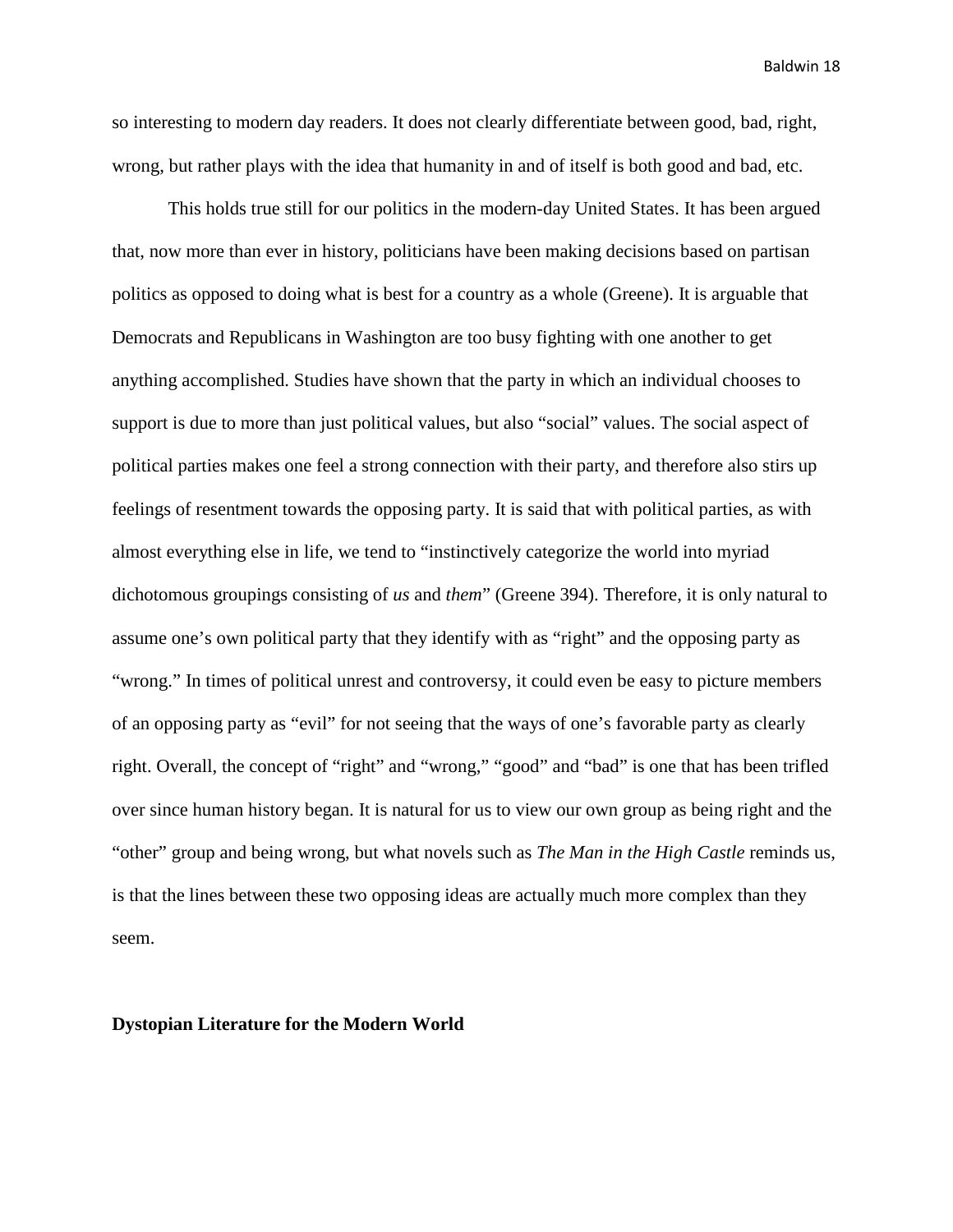so interesting to modern day readers. It does not clearly differentiate between good, bad, right, wrong, but rather plays with the idea that humanity in and of itself is both good and bad, etc.

This holds true still for our politics in the modern-day United States. It has been argued that, now more than ever in history, politicians have been making decisions based on partisan politics as opposed to doing what is best for a country as a whole (Greene). It is arguable that Democrats and Republicans in Washington are too busy fighting with one another to get anything accomplished. Studies have shown that the party in which an individual chooses to support is due to more than just political values, but also "social" values. The social aspect of political parties makes one feel a strong connection with their party, and therefore also stirs up feelings of resentment towards the opposing party. It is said that with political parties, as with almost everything else in life, we tend to "instinctively categorize the world into myriad dichotomous groupings consisting of *us* and *them*" (Greene 394). Therefore, it is only natural to assume one's own political party that they identify with as "right" and the opposing party as "wrong." In times of political unrest and controversy, it could even be easy to picture members of an opposing party as "evil" for not seeing that the ways of one's favorable party as clearly right. Overall, the concept of "right" and "wrong," "good" and "bad" is one that has been trifled over since human history began. It is natural for us to view our own group as being right and the "other" group and being wrong, but what novels such as *The Man in the High Castle* reminds us, is that the lines between these two opposing ideas are actually much more complex than they seem.

**Dystopian Literature for the Modern World**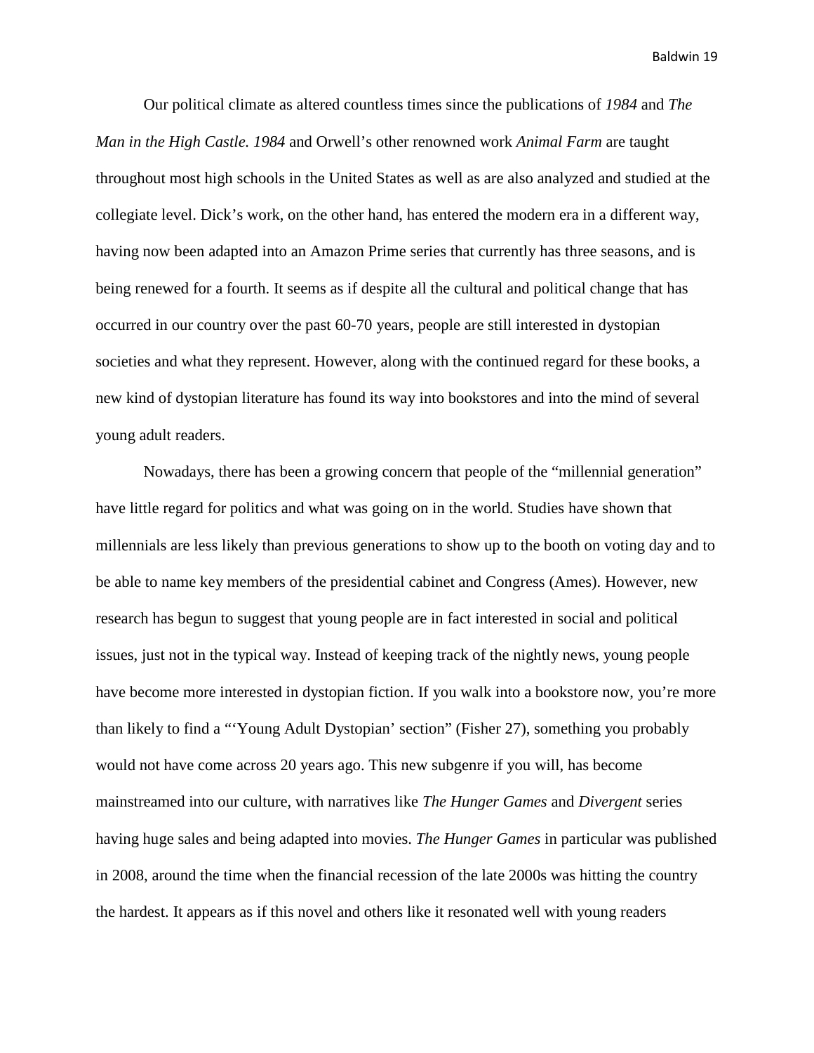Our political climate as altered countless times since the publications of *1984* and *The Man in the High Castle. 1984* and Orwell's other renowned work *Animal Farm* are taught throughout most high schools in the United States as well as are also analyzed and studied at the collegiate level. Dick's work, on the other hand, has entered the modern era in a different way, having now been adapted into an Amazon Prime series that currently has three seasons, and is being renewed for a fourth. It seems as if despite all the cultural and political change that has occurred in our country over the past 60-70 years, people are still interested in dystopian societies and what they represent. However, along with the continued regard for these books, a new kind of dystopian literature has found its way into bookstores and into the mind of several young adult readers.

Nowadays, there has been a growing concern that people of the "millennial generation" have little regard for politics and what was going on in the world. Studies have shown that millennials are less likely than previous generations to show up to the booth on voting day and to be able to name key members of the presidential cabinet and Congress (Ames). However, new research has begun to suggest that young people are in fact interested in social and political issues, just not in the typical way. Instead of keeping track of the nightly news, young people have become more interested in dystopian fiction. If you walk into a bookstore now, you're more than likely to find a "'Young Adult Dystopian' section" (Fisher 27), something you probably would not have come across 20 years ago. This new subgenre if you will, has become mainstreamed into our culture, with narratives like *The Hunger Games* and *Divergent* series having huge sales and being adapted into movies. *The Hunger Games* in particular was published in 2008, around the time when the financial recession of the late 2000s was hitting the country the hardest. It appears as if this novel and others like it resonated well with young readers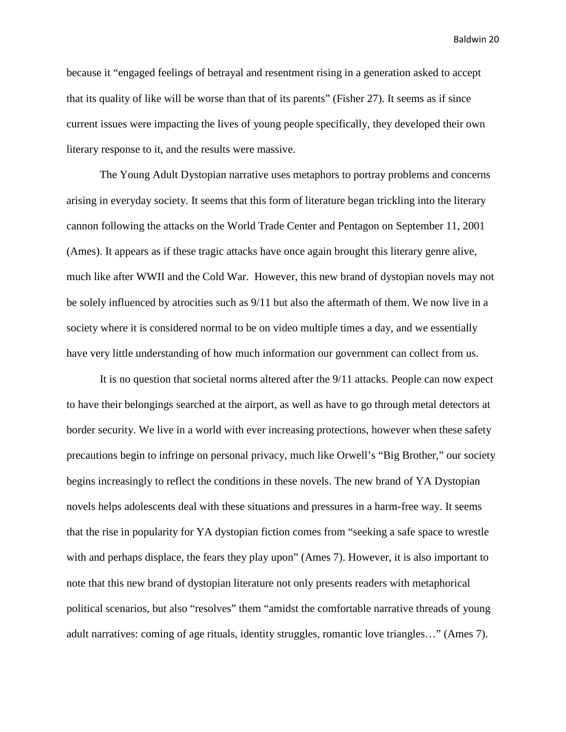because it "engaged feelings of betrayal and resentment rising in a generation asked to accept that its quality of like will be worse than that of its parents" (Fisher 27). It seems as if since current issues were impacting the lives of young people specifically, they developed their own literary response to it, and the results were massive.

The Young Adult Dystopian narrative uses metaphors to portray problems and concerns arising in everyday society. It seems that this form of literature began trickling into the literary cannon following the attacks on the World Trade Center and Pentagon on September 11, 2001 (Ames). It appears as if these tragic attacks have once again brought this literary genre alive, much like after WWII and the Cold War. However, this new brand of dystopian novels may not be solely influenced by atrocities such as 9/11 but also the aftermath of them. We now live in a society where it is considered normal to be on video multiple times a day, and we essentially have very little understanding of how much information our government can collect from us.

It is no question that societal norms altered after the 9/11 attacks. People can now expect to have their belongings searched at the airport, as well as have to go through metal detectors at border security. We live in a world with ever increasing protections, however when these safety precautions begin to infringe on personal privacy, much like Orwell's "Big Brother," our society begins increasingly to reflect the conditions in these novels. The new brand of YA Dystopian novels helps adolescents deal with these situations and pressures in a harm-free way. It seems that the rise in popularity for YA dystopian fiction comes from "seeking a safe space to wrestle with and perhaps displace, the fears they play upon" (Ames 7). However, it is also important to note that this new brand of dystopian literature not only presents readers with metaphorical political scenarios, but also "resolves" them "amidst the comfortable narrative threads of young adult narratives: coming of age rituals, identity struggles, romantic love triangles…" (Ames 7).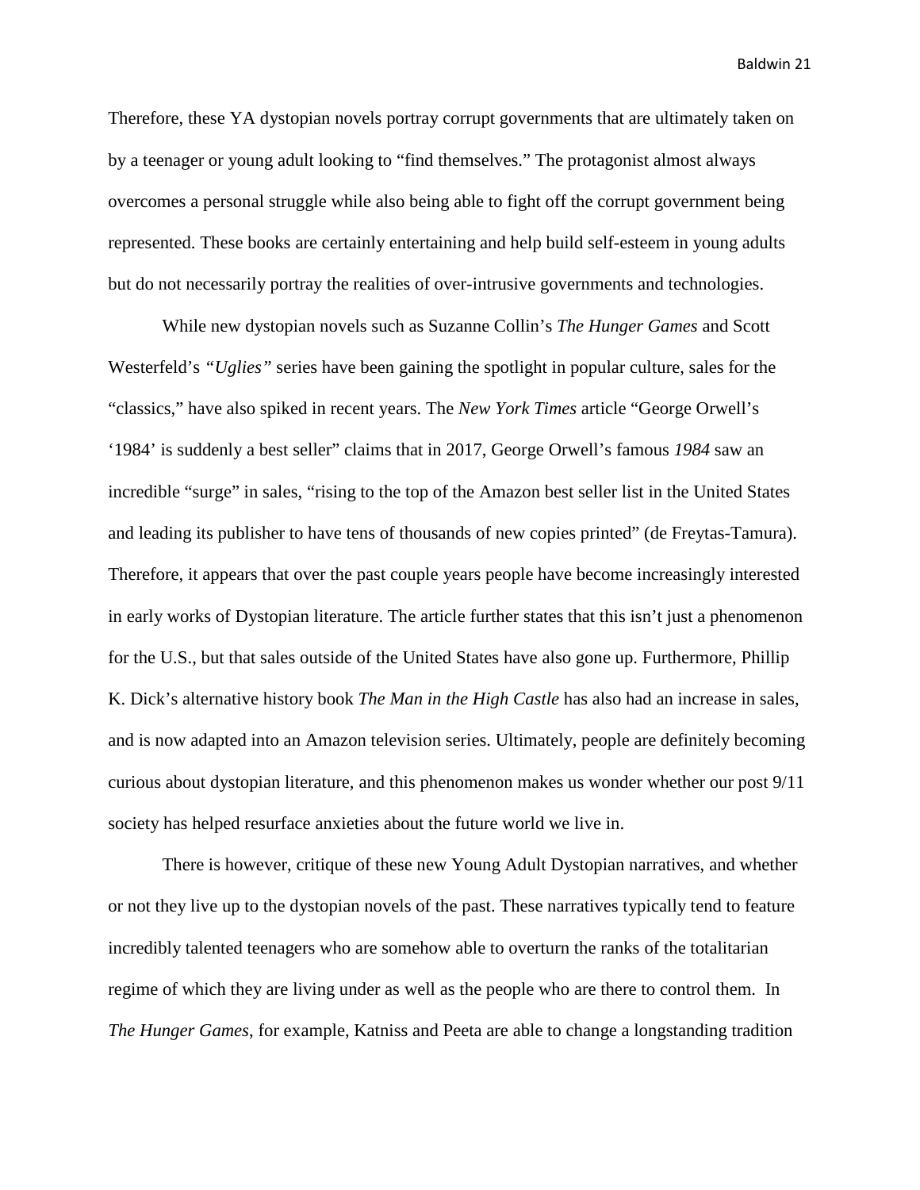Therefore, these YA dystopian novels portray corrupt governments that are ultimately taken on by a teenager or young adult looking to "find themselves." The protagonist almost always overcomes a personal struggle while also being able to fight off the corrupt government being represented. These books are certainly entertaining and help build self-esteem in young adults but do not necessarily portray the realities of over-intrusive governments and technologies.

While new dystopian novels such as Suzanne Collin's *The Hunger Games* and Scott Westerfeld's *"Uglies"* series have been gaining the spotlight in popular culture, sales for the "classics," have also spiked in recent years. The *New York Times* article "George Orwell's '1984' is suddenly a best seller" claims that in 2017, George Orwell's famous *1984* saw an incredible "surge" in sales, "rising to the top of the Amazon best seller list in the United States and leading its publisher to have tens of thousands of new copies printed" (de Freytas-Tamura). Therefore, it appears that over the past couple years people have become increasingly interested in early works of Dystopian literature. The article further states that this isn't just a phenomenon for the U.S., but that sales outside of the United States have also gone up. Furthermore, Phillip K. Dick's alternative history book *The Man in the High Castle* has also had an increase in sales, and is now adapted into an Amazon television series. Ultimately, people are definitely becoming curious about dystopian literature, and this phenomenon makes us wonder whether our post 9/11 society has helped resurface anxieties about the future world we live in.

There is however, critique of these new Young Adult Dystopian narratives, and whether or not they live up to the dystopian novels of the past. These narratives typically tend to feature incredibly talented teenagers who are somehow able to overturn the ranks of the totalitarian regime of which they are living under as well as the people who are there to control them. In *The Hunger Games*, for example, Katniss and Peeta are able to change a longstanding tradition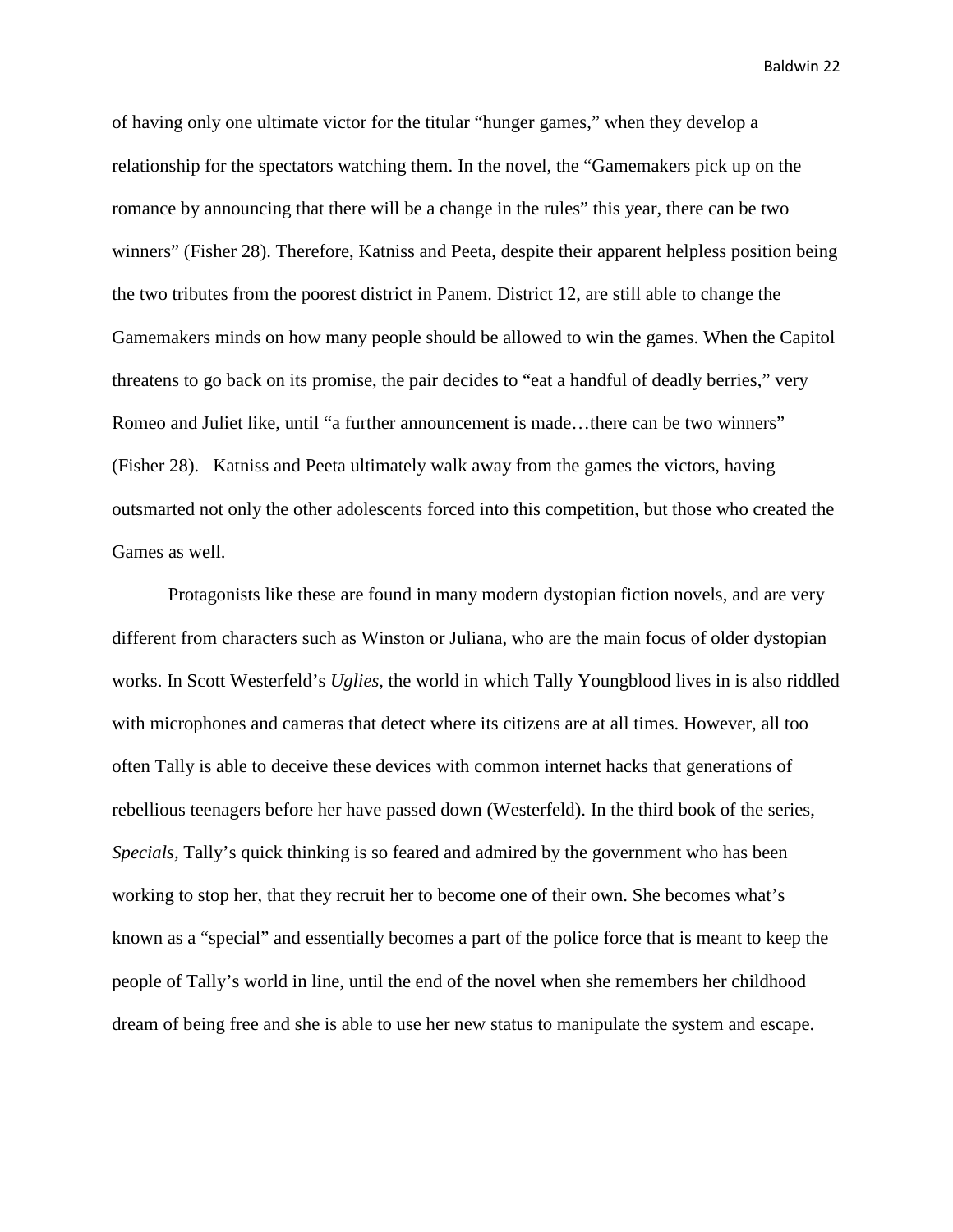of having only one ultimate victor for the titular "hunger games," when they develop a relationship for the spectators watching them. In the novel, the "Gamemakers pick up on the romance by announcing that there will be a change in the rules" this year, there can be two winners" (Fisher 28). Therefore, Katniss and Peeta, despite their apparent helpless position being the two tributes from the poorest district in Panem. District 12, are still able to change the Gamemakers minds on how many people should be allowed to win the games. When the Capitol threatens to go back on its promise, the pair decides to "eat a handful of deadly berries," very Romeo and Juliet like, until "a further announcement is made…there can be two winners" (Fisher 28). Katniss and Peeta ultimately walk away from the games the victors, having outsmarted not only the other adolescents forced into this competition, but those who created the Games as well.

Protagonists like these are found in many modern dystopian fiction novels, and are very different from characters such as Winston or Juliana, who are the main focus of older dystopian works. In Scott Westerfeld's *Uglies*, the world in which Tally Youngblood lives in is also riddled with microphones and cameras that detect where its citizens are at all times. However, all too often Tally is able to deceive these devices with common internet hacks that generations of rebellious teenagers before her have passed down (Westerfeld). In the third book of the series, *Specials,* Tally's quick thinking is so feared and admired by the government who has been working to stop her, that they recruit her to become one of their own. She becomes what's known as a "special" and essentially becomes a part of the police force that is meant to keep the people of Tally's world in line, until the end of the novel when she remembers her childhood dream of being free and she is able to use her new status to manipulate the system and escape.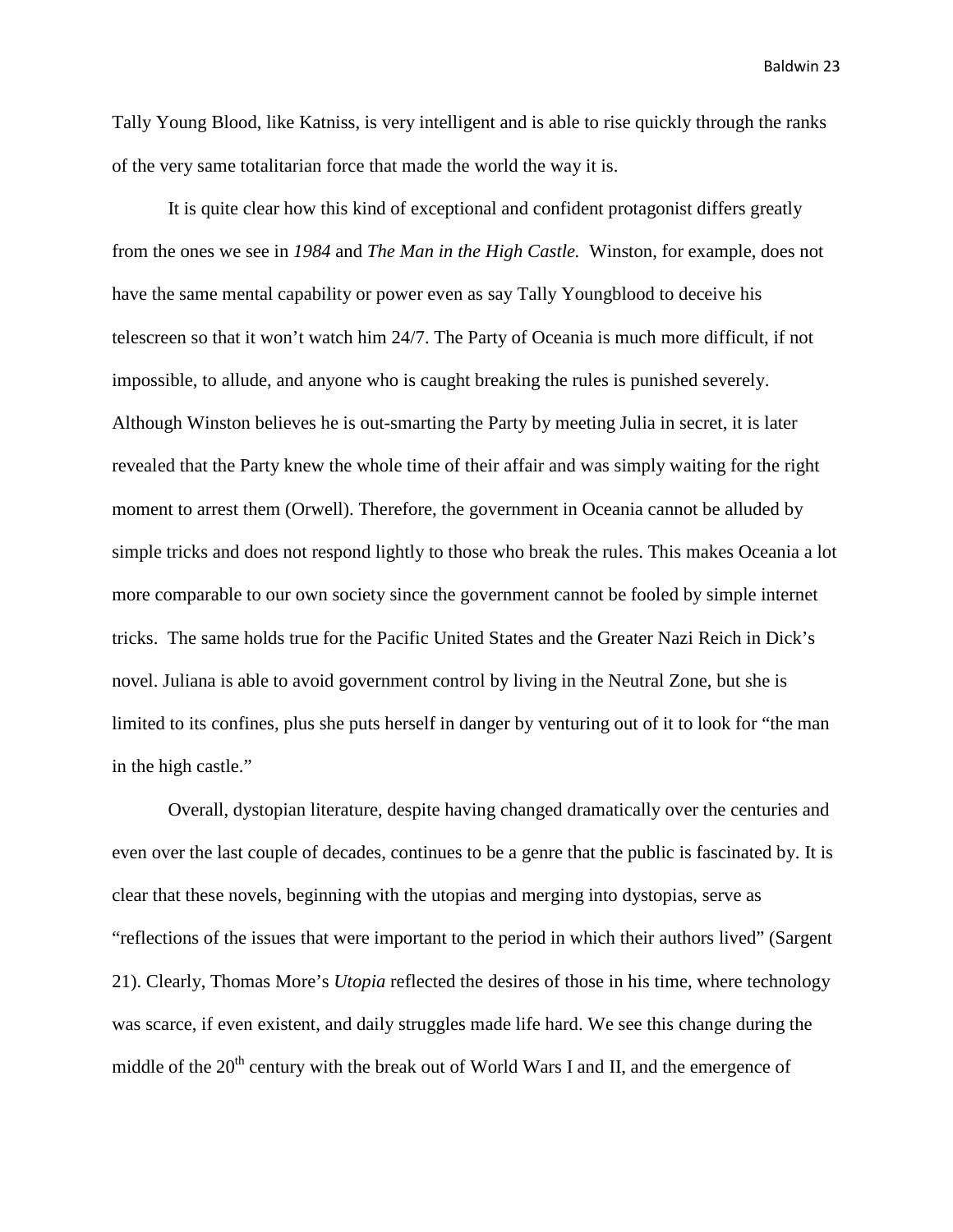Tally Young Blood, like Katniss, is very intelligent and is able to rise quickly through the ranks of the very same totalitarian force that made the world the way it is.

It is quite clear how this kind of exceptional and confident protagonist differs greatly from the ones we see in *1984* and *The Man in the High Castle.* Winston, for example, does not have the same mental capability or power even as say Tally Youngblood to deceive his telescreen so that it won't watch him 24/7. The Party of Oceania is much more difficult, if not impossible, to allude, and anyone who is caught breaking the rules is punished severely. Although Winston believes he is out-smarting the Party by meeting Julia in secret, it is later revealed that the Party knew the whole time of their affair and was simply waiting for the right moment to arrest them (Orwell). Therefore, the government in Oceania cannot be alluded by simple tricks and does not respond lightly to those who break the rules. This makes Oceania a lot more comparable to our own society since the government cannot be fooled by simple internet tricks. The same holds true for the Pacific United States and the Greater Nazi Reich in Dick's novel. Juliana is able to avoid government control by living in the Neutral Zone, but she is limited to its confines, plus she puts herself in danger by venturing out of it to look for "the man in the high castle."

Overall, dystopian literature, despite having changed dramatically over the centuries and even over the last couple of decades, continues to be a genre that the public is fascinated by. It is clear that these novels, beginning with the utopias and merging into dystopias, serve as "reflections of the issues that were important to the period in which their authors lived" (Sargent 21). Clearly, Thomas More's *Utopia* reflected the desires of those in his time, where technology was scarce, if even existent, and daily struggles made life hard. We see this change during the middle of the 20th century with the break out of World Wars I and II, and the emergence of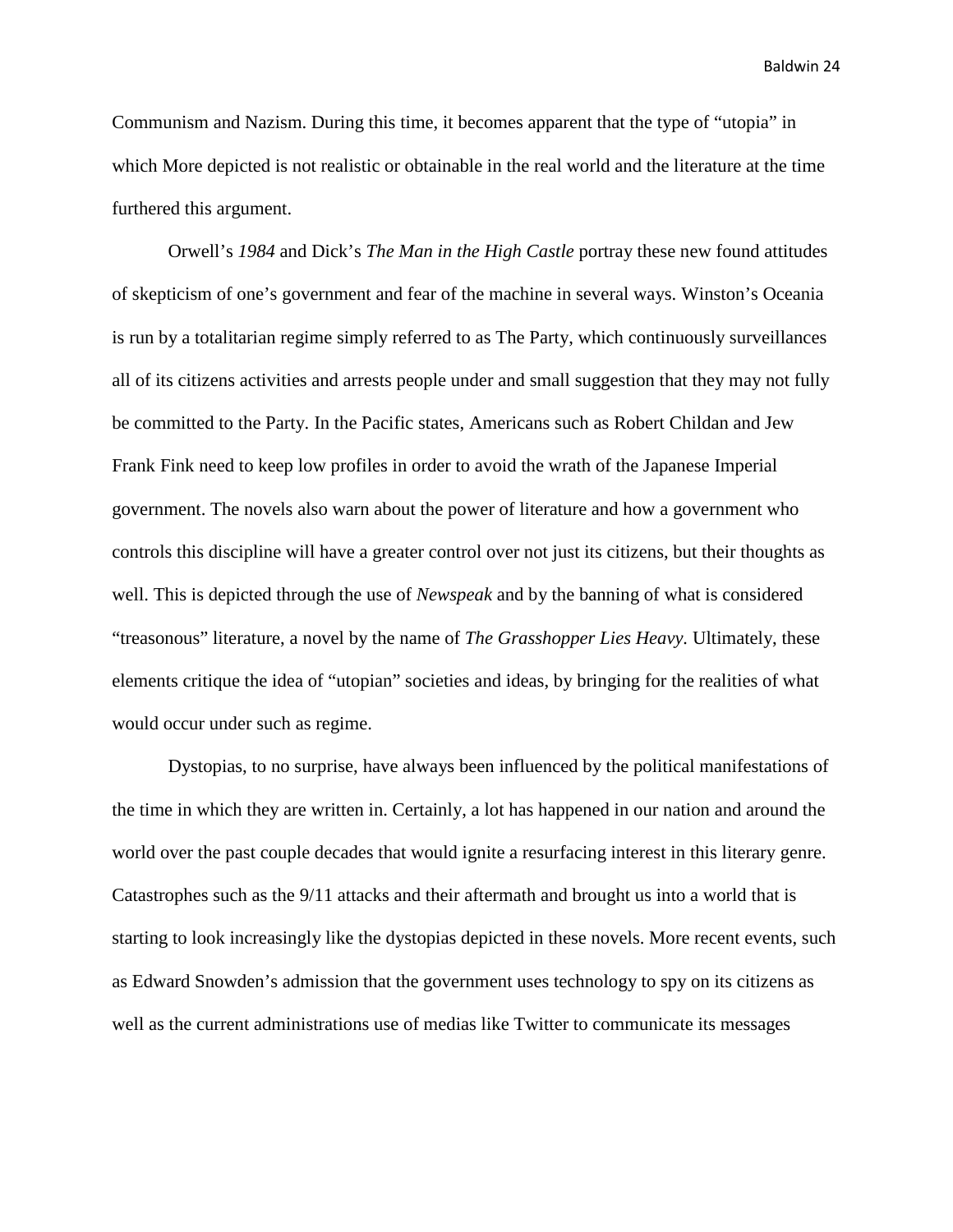Communism and Nazism. During this time, it becomes apparent that the type of "utopia" in which More depicted is not realistic or obtainable in the real world and the literature at the time furthered this argument.

Orwell's *1984* and Dick's *The Man in the High Castle* portray these new found attitudes of skepticism of one's government and fear of the machine in several ways. Winston's Oceania is run by a totalitarian regime simply referred to as The Party, which continuously surveillances all of its citizens activities and arrests people under and small suggestion that they may not fully be committed to the Party. In the Pacific states, Americans such as Robert Childan and Jew Frank Fink need to keep low profiles in order to avoid the wrath of the Japanese Imperial government. The novels also warn about the power of literature and how a government who controls this discipline will have a greater control over not just its citizens, but their thoughts as well. This is depicted through the use of *Newspeak* and by the banning of what is considered "treasonous" literature, a novel by the name of *The Grasshopper Lies Heavy*. Ultimately, these elements critique the idea of "utopian" societies and ideas, by bringing for the realities of what would occur under such as regime.

Dystopias, to no surprise, have always been influenced by the political manifestations of the time in which they are written in. Certainly, a lot has happened in our nation and around the world over the past couple decades that would ignite a resurfacing interest in this literary genre. Catastrophes such as the 9/11 attacks and their aftermath and brought us into a world that is starting to look increasingly like the dystopias depicted in these novels. More recent events, such as Edward Snowden's admission that the government uses technology to spy on its citizens as well as the current administrations use of medias like Twitter to communicate its messages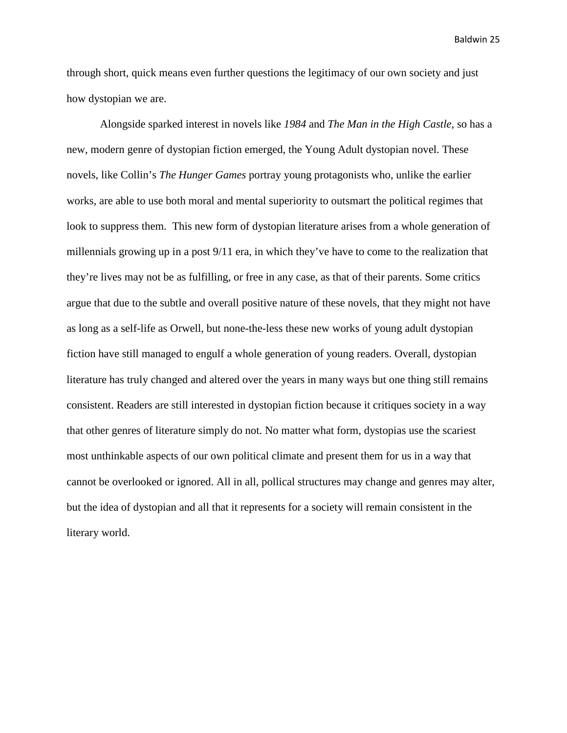through short, quick means even further questions the legitimacy of our own society and just how dystopian we are.

Alongside sparked interest in novels like *1984* and *The Man in the High Castle*, so has a new, modern genre of dystopian fiction emerged, the Young Adult dystopian novel. These novels, like Collin's *The Hunger Games* portray young protagonists who, unlike the earlier works, are able to use both moral and mental superiority to outsmart the political regimes that look to suppress them. This new form of dystopian literature arises from a whole generation of millennials growing up in a post 9/11 era, in which they've have to come to the realization that they're lives may not be as fulfilling, or free in any case, as that of their parents. Some critics argue that due to the subtle and overall positive nature of these novels, that they might not have as long as a self-life as Orwell, but none-the-less these new works of young adult dystopian fiction have still managed to engulf a whole generation of young readers. Overall, dystopian literature has truly changed and altered over the years in many ways but one thing still remains consistent. Readers are still interested in dystopian fiction because it critiques society in a way that other genres of literature simply do not. No matter what form, dystopias use the scariest most unthinkable aspects of our own political climate and present them for us in a way that cannot be overlooked or ignored. All in all, pollical structures may change and genres may alter, but the idea of dystopian and all that it represents for a society will remain consistent in the literary world.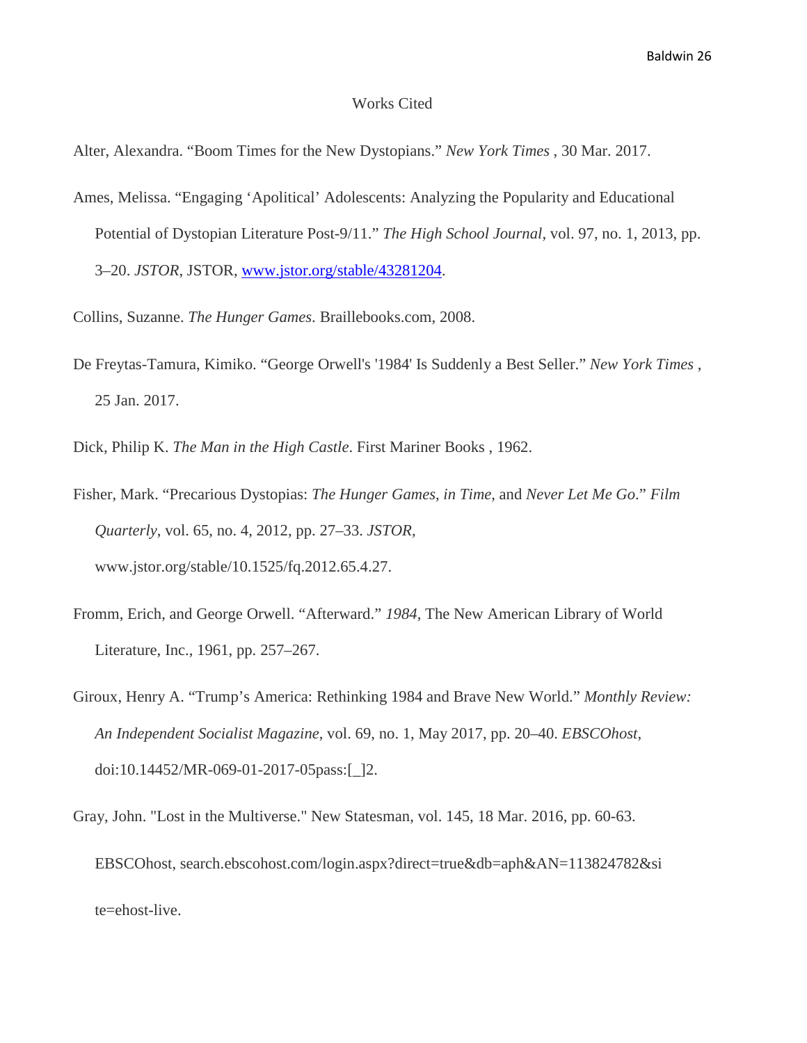# Works Cited

Alter, Alexandra. “Boom Times for the New Dystopians.” *New York Times* , 30 Mar. 2017.

Ames, Melissa. “Engaging ‘Apolitical’ Adolescents: Analyzing the Popularity and Educational Potential of Dystopian Literature Post-9/11.” *The High School Journal*, vol. 97, no. 1, 2013, pp. 3–20. *JSTOR*, JSTOR, www.jstor.org/stable/43281204.

Collins, Suzanne. *The Hunger Games*. Braillebooks.com, 2008.

De Freytas-Tamura, Kimiko. “George Orwell's '1984' Is Suddenly a Best Seller.” *New York Times* , 25 Jan. 2017.

Dick, Philip K. *The Man in the High Castle*. First Mariner Books , 1962.

Fisher, Mark. “Precarious Dystopias: *The Hunger Games*, *in Time*, and *Never Let Me Go*.” *Film Quarterly*, vol. 65, no. 4, 2012, pp. 27–33. *JSTOR*, www.jstor.org/stable/10.1525/fq.2012.65.4.27.

Fromm, Erich, and George Orwell. “Afterward.” *1984*, The New American Library of World Literature, Inc., 1961, pp. 257–267.

Giroux, Henry A. “Trump’s America: Rethinking 1984 and Brave New World.” *Monthly Review: An Independent Socialist Magazine*, vol. 69, no. 1, May 2017, pp. 20–40. *EBSCOhost*, doi:10.14452/MR-069-01-2017-05pass:[_]2.

Gray, John. "Lost in the Multiverse." New Statesman, vol. 145, 18 Mar. 2016, pp. 60-63. EBSCOhost, search.ebscohost.com/login.aspx?direct=true&db=aph&AN=113824782&site=ehost-live.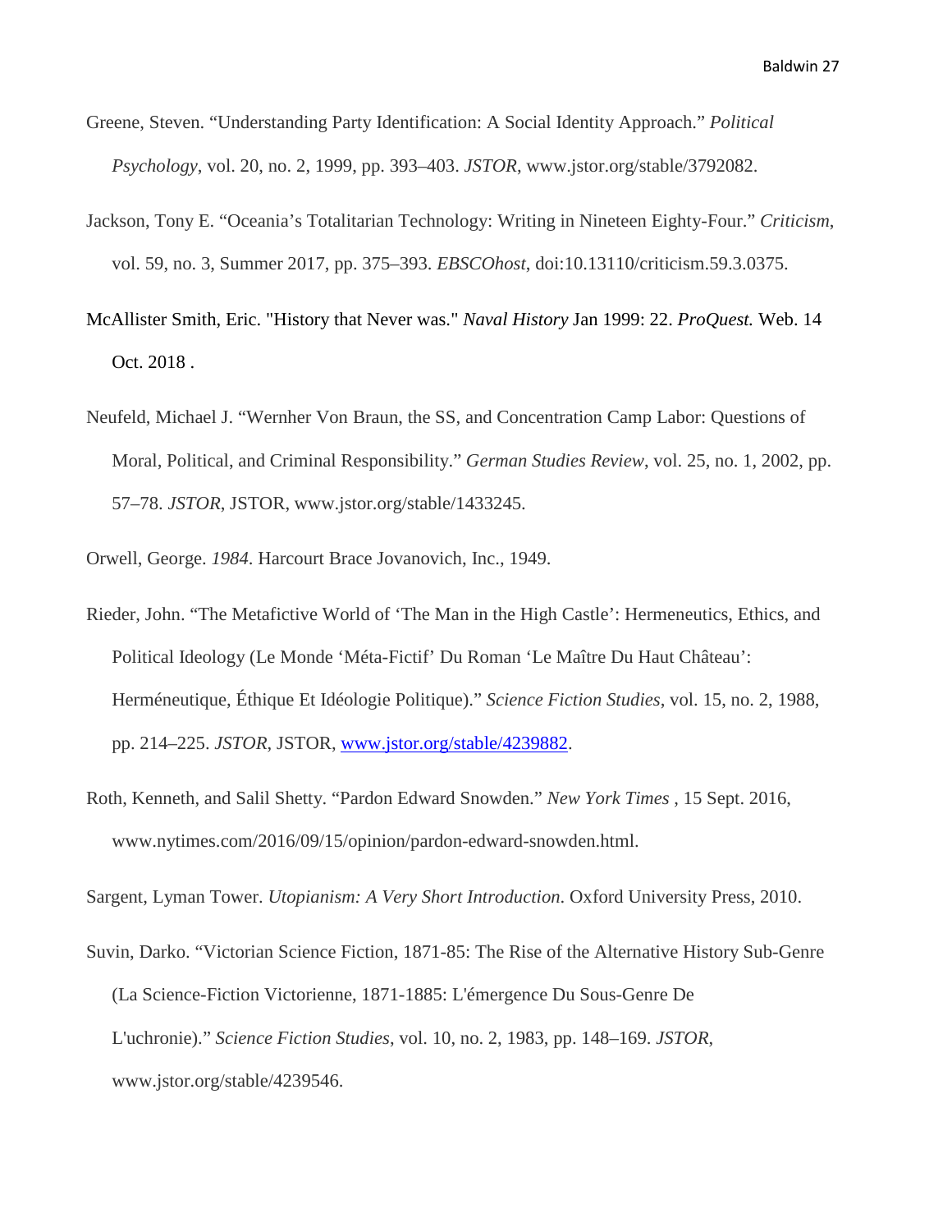Greene, Steven. “Understanding Party Identification: A Social Identity Approach.” *Political Psychology*, vol. 20, no. 2, 1999, pp. 393–403. *JSTOR*, www.jstor.org/stable/3792082.

Jackson, Tony E. “Oceania’s Totalitarian Technology: Writing in Nineteen Eighty-Four.” *Criticism*, vol. 59, no. 3, Summer 2017, pp. 375–393. *EBSCOhost*, doi:10.13110/criticism.59.3.0375.

McAllister Smith, Eric. "History that Never was." *Naval History* Jan 1999: 22. *ProQuest.* Web. 14 Oct. 2018 .

Neufeld, Michael J. “Wernher Von Braun, the SS, and Concentration Camp Labor: Questions of Moral, Political, and Criminal Responsibility.” *German Studies Review*, vol. 25, no. 1, 2002, pp. 57–78. *JSTOR*, JSTOR, www.jstor.org/stable/1433245.

Orwell, George. *1984*. Harcourt Brace Jovanovich, Inc., 1949.

Rieder, John. “The Metafictive World of ‘The Man in the High Castle’: Hermeneutics, Ethics, and Political Ideology (Le Monde ‘Méta-Fictif’ Du Roman ‘Le Maître Du Haut Château’: Herméneutique, Éthique Et Idéologie Politique).” *Science Fiction Studies*, vol. 15, no. 2, 1988, pp. 214–225. *JSTOR*, JSTOR, www.jstor.org/stable/4239882.

Roth, Kenneth, and Salil Shetty. “Pardon Edward Snowden.” *New York Times* , 15 Sept. 2016, www.nytimes.com/2016/09/15/opinion/pardon-edward-snowden.html.

Sargent, Lyman Tower. *Utopianism: A Very Short Introduction*. Oxford University Press, 2010.

Suvin, Darko. “Victorian Science Fiction, 1871-85: The Rise of the Alternative History Sub-Genre (La Science-Fiction Victorienne, 1871-1885: L'émergence Du Sous-Genre De L'uchronie).” *Science Fiction Studies*, vol. 10, no. 2, 1983, pp. 148–169. *JSTOR*, www.jstor.org/stable/4239546.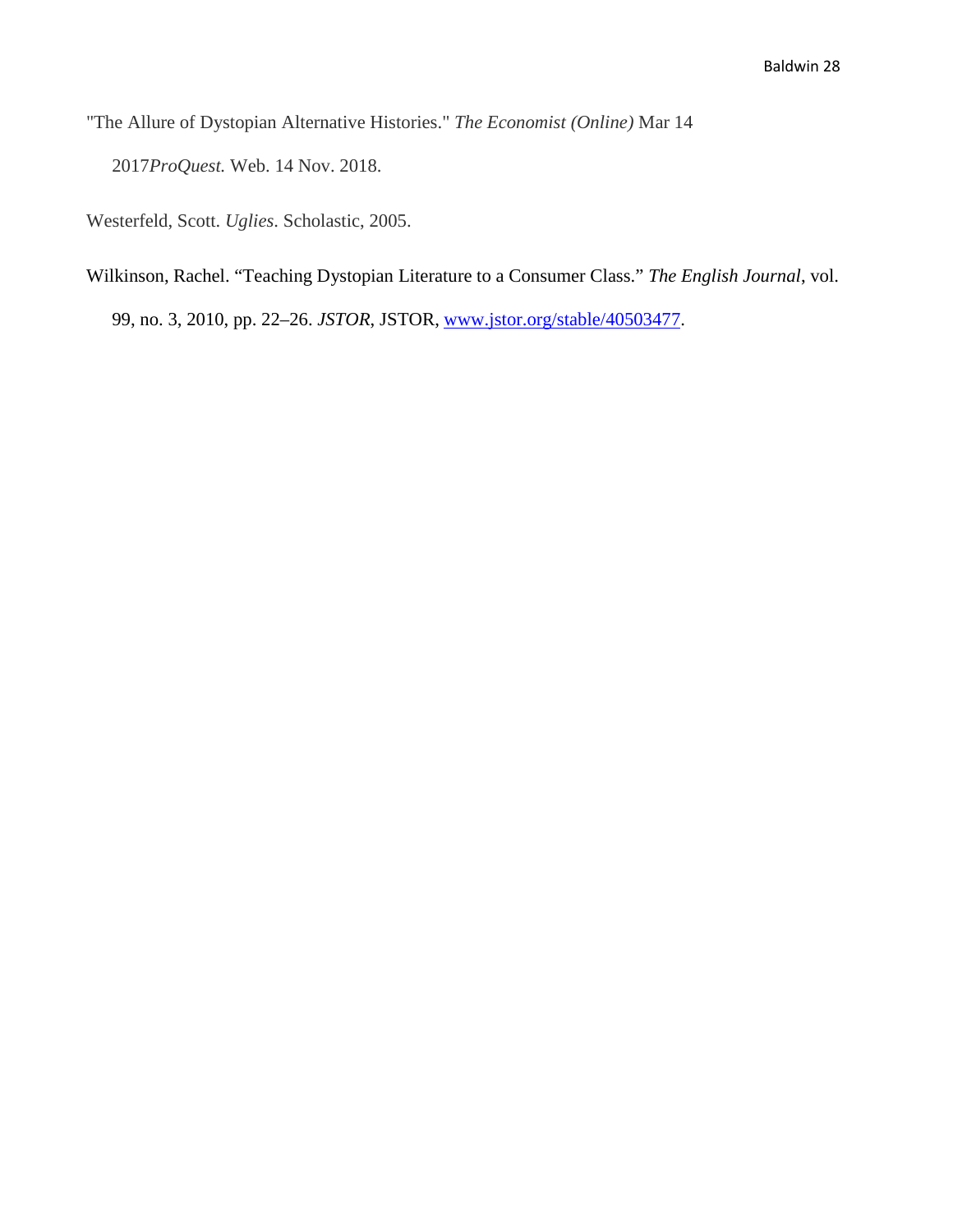"The Allure of Dystopian Alternative Histories." *The Economist (Online)* Mar 14 2017*ProQuest.* Web. 14 Nov. 2018.

Westerfeld, Scott. *Uglies*. Scholastic, 2005.

Wilkinson, Rachel. "Teaching Dystopian Literature to a Consumer Class." *The English Journal*, vol. 99, no. 3, 2010, pp. 22–26. *JSTOR*, JSTOR, www.jstor.org/stable/40503477.